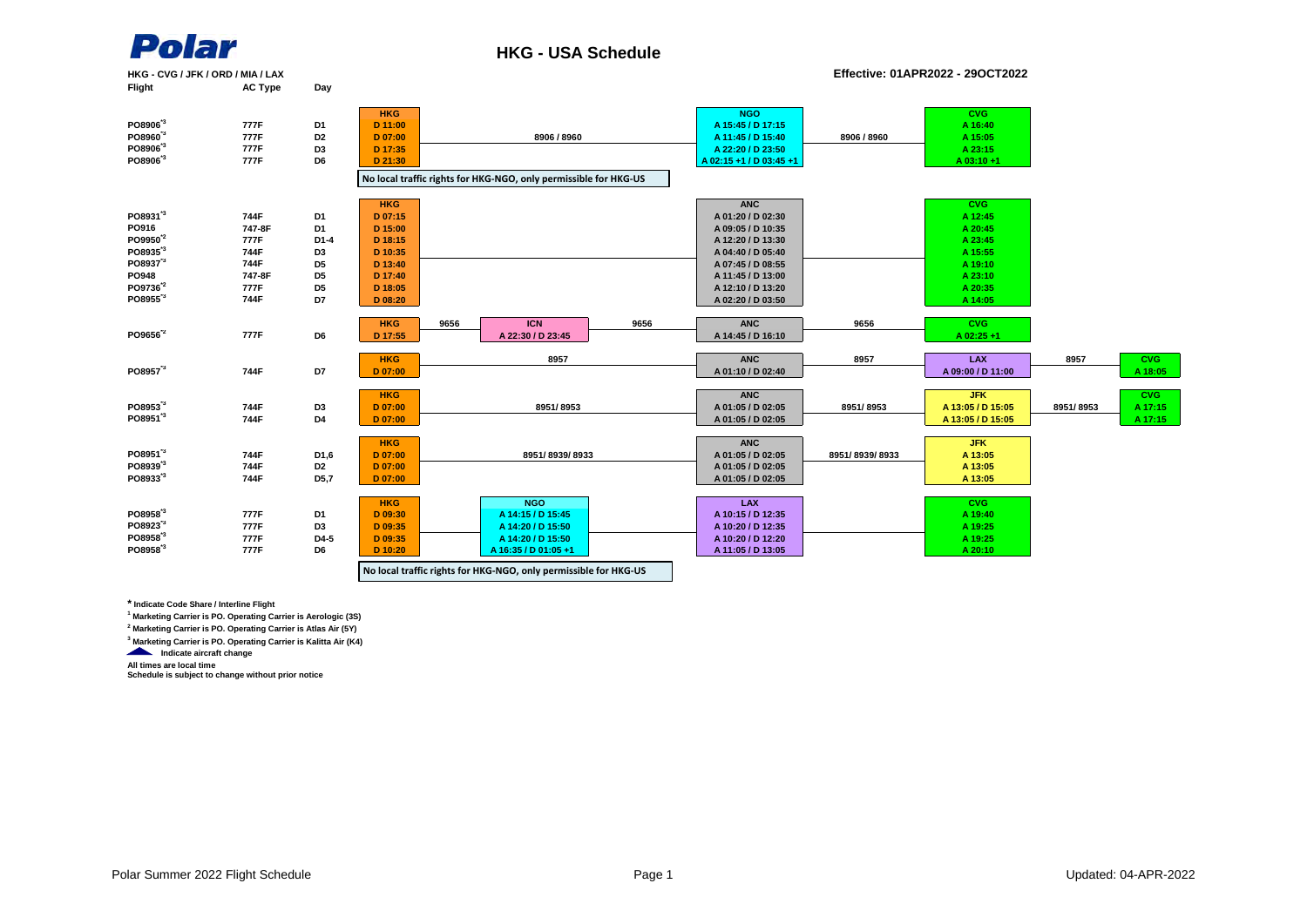# HKG - USA Schedule

**HKG - CVG / JFK / ORD / MIA / LAX**

**Effective: 01APR2022 - 29OCT2022**

| Flight | AC Type | Day | HKG | | Stop 1 | | Stop 2 | | Stop 3 | | Stop 4 |
|---|---|---|---|---|---|---|---|---|---|---|---|
| | | | **HKG** | | | | **NGO** | | **CVG** | | |
| PO8906*3 | 777F | D1 | D 11:00 | 8906 / 8960 | | | A 15:45 / D 17:15 | 8906 / 8960 | A 16:40 | | |
| PO8960*3 | 777F | D2 | D 07:00 | | | | A 11:45 / D 15:40 | | A 15:05 | | |
| PO8906*3 | 777F | D3 | D 17:35 | | | | A 22:20 / D 23:50 | | A 23:15 | | |
| PO8906*3 | 777F | D6 | D 21:30 | | | | A 02:15 +1 / D 03:45 +1 | | A 03:10 +1 | | |
| | | | No local traffic rights for HKG-NGO, only permissible for HKG-US | | | | | | | | |
| | | | **HKG** | | | | **ANC** | | **CVG** | | |
| PO8931*3 | 744F | D1 | D 07:15 | | | | A 01:20 / D 02:30 | | A 12:45 | | |
| PO916 | 747-8F | D1 | D 15:00 | | | | A 09:05 / D 10:35 | | A 20:45 | | |
| PO9950*2 | 777F | D1-4 | D 18:15 | | | | A 12:20 / D 13:30 | | A 23:45 | | |
| PO8935*3 | 744F | D3 | D 10:35 | | | | A 04:40 / D 05:40 | | A 15:55 | | |
| PO8937*3 | 744F | D5 | D 13:40 | | | | A 07:45 / D 08:55 | | A 19:10 | | |
| PO948 | 747-8F | D5 | D 17:40 | | | | A 11:45 / D 13:00 | | A 23:10 | | |
| PO9736*2 | 777F | D5 | D 18:05 | | | | A 12:10 / D 13:20 | | A 20:35 | | |
| PO8955*3 | 744F | D7 | D 08:20 | | | | A 02:20 / D 03:50 | | A 14:05 | | |
| | | | **HKG** | 9656 | **ICN** | 9656 | **ANC** | 9656 | **CVG** | | |
| PO9656*2 | 777F | D6 | D 17:55 | | A 22:30 / D 23:45 | | A 14:45 / D 16:10 | | A 02:25 +1 | | |
| | | | **HKG** | 8957 | | | **ANC** | 8957 | **LAX** | 8957 | **CVG** |
| PO8957*3 | 744F | D7 | D 07:00 | | | | A 01:10 / D 02:40 | | A 09:00 / D 11:00 | | A 18:05 |
| | | | **HKG** | 8951/ 8953 | | | **ANC** | 8951/ 8953 | **JFK** | 8951/ 8953 | **CVG** |
| PO8953*3 | 744F | D3 | D 07:00 | | | | A 01:05 / D 02:05 | | A 13:05 / D 15:05 | | A 17:15 |
| PO8951*3 | 744F | D4 | D 07:00 | | | | A 01:05 / D 02:05 | | A 13:05 / D 15:05 | | A 17:15 |
| | | | **HKG** | 8951/ 8939/ 8933 | | | **ANC** | 8951/ 8939/ 8933 | **JFK** | | |
| PO8951*3 | 744F | D1,6 | D 07:00 | | | | A 01:05 / D 02:05 | | A 13:05 | | |
| PO8939*3 | 744F | D2 | D 07:00 | | | | A 01:05 / D 02:05 | | A 13:05 | | |
| PO8933*3 | 744F | D5,7 | D 07:00 | | | | A 01:05 / D 02:05 | | A 13:05 | | |
| | | | **HKG** | | **NGO** | | **LAX** | | **CVG** | | |
| PO8958*3 | 777F | D1 | D 09:30 | | A 14:15 / D 15:45 | | A 10:15 / D 12:35 | | A 19:40 | | |
| PO8923*3 | 777F | D3 | D 09:35 | | A 14:20 / D 15:50 | | A 10:20 / D 12:35 | | A 19:25 | | |
| PO8958*3 | 777F | D4-5 | D 09:35 | | A 14:20 / D 15:50 | | A 10:20 / D 12:20 | | A 19:25 | | |
| PO8958*3 | 777F | D6 | D 10:20 | | A 16:35 / D 01:05 +1 | | A 11:05 / D 13:05 | | A 20:10 | | |
| | | | No local traffic rights for HKG-NGO, only permissible for HKG-US | | | | | | | | |

**\* Indicate Code Share / Interline Flight**

[1] Marketing Carrier is PO. Operating Carrier is Aerologic (3S)

[2] Marketing Carrier is PO. Operating Carrier is Atlas Air (5Y)

[3] Marketing Carrier is PO. Operating Carrier is Kalitta Air (K4)

▲ Indicate aircraft change

All times are local time

Schedule is subject to change without prior notice

Polar Summer 2022 Flight Schedule

Updated: 04-APR-2022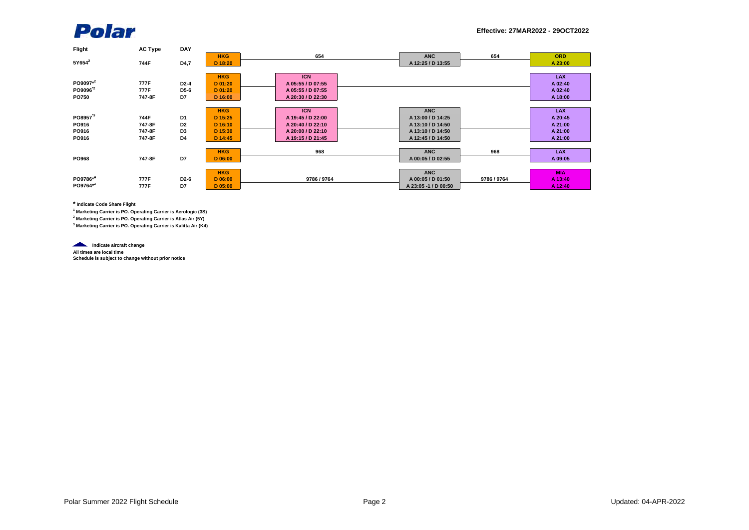# Polar

**Effective: 27MAR2022 - 29OCT2022**

| Flight | AC Type | DAY | HKG | | ICN | | ANC | | Destination |
|---|---|---|---|---|---|---|---|---|---|
| 5Y654[2] | 744F | D4,7 | D 18:20 | 654 | | | A 12:25 / D 13:55 | 654 | ORD A 23:00 |
| PO9097*[2] | 777F | D2-4 | D 01:20 | | A 05:55 / D 07:55 | | | | LAX A 02:40 |
| PO9096*[2] | 777F | D5-6 | D 01:20 | | A 05:55 / D 07:55 | | | | LAX A 02:40 |
| PO750 | 747-8F | D7 | D 16:00 | | A 20:30 / D 22:30 | | | | LAX A 18:00 |
| PO8957*[3] | 744F | D1 | D 15:25 | | A 19:45 / D 22:00 | | A 13:00 / D 14:25 | | LAX A 20:45 |
| PO916 | 747-8F | D2 | D 16:10 | | A 20:40 / D 22:10 | | A 13:10 / D 14:50 | | LAX A 21:00 |
| PO916 | 747-8F | D3 | D 15:30 | | A 20:00 / D 22:10 | | A 13:10 / D 14:50 | | LAX A 21:00 |
| PO916 | 747-8F | D4 | D 14:45 | | A 19:15 / D 21:45 | | A 12:45 / D 14:50 | | LAX A 21:00 |
| PO968 | 747-8F | D7 | D 06:00 | 968 | | | A 00:05 / D 02:55 | 968 | LAX A 09:05 |
| PO9786*[2] | 777F | D2-6 | D 06:00 | 9786 / 9764 | | | A 00:05 / D 01:50 | 9786 / 9764 | MIA A 13:40 |
| PO9764*[2] | 777F | D7 | D 05:00 | | | | A 23:05 -1 / D 00:50 | | MIA A 12:40 |

**\* Indicate Code Share Flight**

**[1] Marketing Carrier is PO. Operating Carrier is Aerologic (3S)**

**[2] Marketing Carrier is PO. Operating Carrier is Atlas Air (5Y)**

**[3] Marketing Carrier is PO. Operating Carrier is Kalitta Air (K4)**

**Indicate aircraft change**

**All times are local time**

**Schedule is subject to change without prior notice**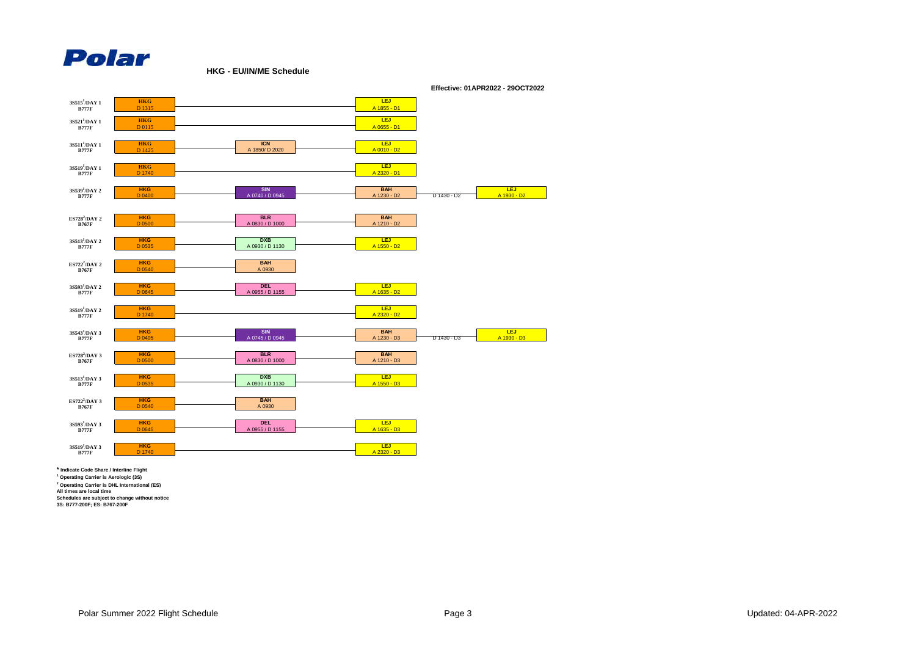# HKG - EU/IN/ME Schedule

**Effective: 01APR2022 - 29OCT2022**

| Flight / Day | Aircraft | Origin | Stop 1 | Stop 2 / Destination | Stop 2 Departure | Destination |
|---|---|---|---|---|---|---|
| 3S515[1]/DAY 1 | B777F | HKG D 1315 | | LEJ A 1855 - D1 | | |
| 3S521[1]/DAY 1 | B777F | HKG D 0115 | | LEJ A 0655 - D1 | | |
| 3S511[1]/DAY 1 | B777F | HKG D 1425 | ICN A 1850/ D 2020 | LEJ A 0010 - D2 | | |
| 3S519[1]/DAY 1 | B777F | HKG D 1740 | | LEJ A 2320 - D1 | | |
| 3S539[1]/DAY 2 | B777F | HKG D 0400 | SIN A 0740 / D 0945 | BAH A 1230 - D2 | D 1430 - D2 | LEJ A 1930 - D2 |
| ES728[2]/DAY 2 | B767F | HKG D 0500 | BLR A 0830 / D 1000 | BAH A 1210 - D2 | | |
| 3S513[1]/DAY 2 | B777F | HKG D 0535 | DXB A 0930 / D 1130 | LEJ A 1550 - D2 | | |
| ES722[2]/DAY 2 | B767F | HKG D 0540 | BAH A 0930 | | | |
| 3S593[1]/DAY 2 | B777F | HKG D 0645 | DEL A 0955 / D 1155 | LEJ A 1635 - D2 | | |
| 3S519[1]/DAY 2 | B777F | HKG D 1740 | | LEJ A 2320 - D2 | | |
| 3S543[1]/DAY 3 | B777F | HKG D 0405 | SIN A 0745 / D 0945 | BAH A 1230 - D3 | D 1430 - D3 | LEJ A 1930 - D3 |
| ES728[2]/DAY 3 | B767F | HKG D 0500 | BLR A 0830 / D 1000 | BAH A 1210 - D3 | | |
| 3S513[1]/DAY 3 | B777F | HKG D 0535 | DXB A 0930 / D 1130 | LEJ A 1550 - D3 | | |
| ES722[2]/DAY 3 | B767F | HKG D 0540 | BAH A 0930 | | | |
| 3S593[1]/DAY 3 | B777F | HKG D 0645 | DEL A 0955 / D 1155 | LEJ A 1635 - D3 | | |
| 3S519[1]/DAY 3 | B777F | HKG D 1740 | | LEJ A 2320 - D3 | | |

**\* Indicate Code Share / Interline Flight**

**[1] Operating Carrier is Aerologic (3S)**

**[2] Operating Carrier is DHL International (ES)**

**All times are local time**

**Schedules are subject to change without notice**

**3S: B777-200F; ES: B767-200F**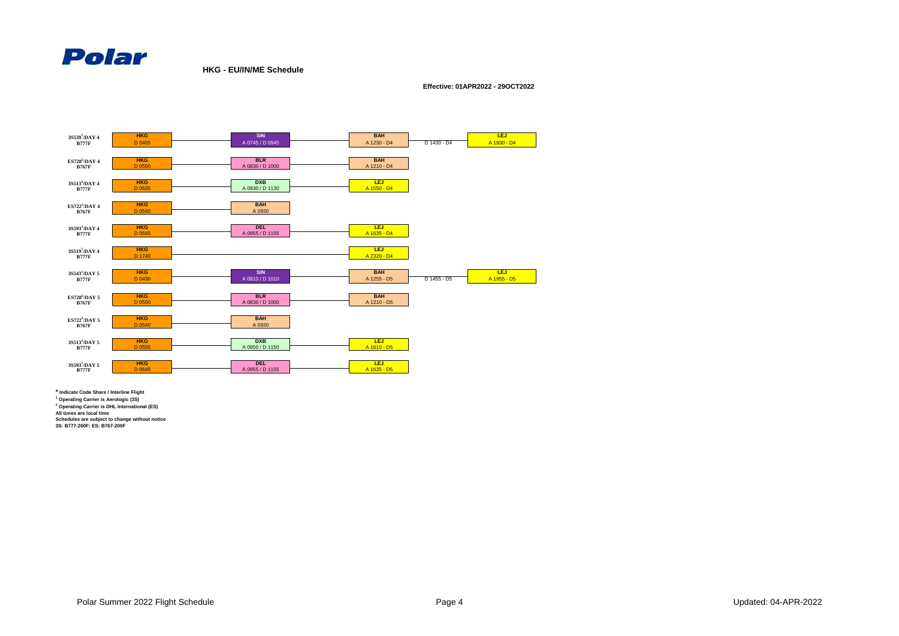**Polar**

**HKG - EU/IN/ME Schedule**

**Effective: 01APR2022 - 29OCT2022**

| Flight / Aircraft | Origin | Stop 1 | Stop 2 | Departure | Destination |
|---|---|---|---|---|---|
| 3S539[1]/DAY 4 B777F | HKG D 0405 | SIN A 0745 / D 0945 | BAH A 1230 - D4 | D 1430 - D4 | LEJ A 1930 - D4 |
| ES728[2]/DAY 4 B767F | HKG D 0500 | BLR A 0830 / D 1000 | BAH A 1210 - D4 | | |
| 3S513[1]/DAY 4 B777F | HKG D 0535 | DXB A 0930 / D 1130 | LEJ A 1550 - D4 | | |
| ES722[2]/DAY 4 B767F | HKG D 0540 | BAH A 0930 | | | |
| 3S593[1]/DAY 4 B777F | HKG D 0645 | DEL A 0955 / D 1155 | LEJ A 1635 - D4 | | |
| 3S519[1]/DAY 4 B777F | HKG D 1740 | | LEJ A 2320 - D4 | | |
| 3S543[1]/DAY 5 B777F | HKG D 0430 | SIN A 0810 / D 1010 | BAH A 1255 - D5 | D 1455 - D5 | LEJ A 1955 - D5 |
| ES728[2]/DAY 5 B767F | HKG D 0500 | BLR A 0830 / D 1000 | BAH A 1210 - D5 | | |
| ES722[2]/DAY 5 B767F | HKG D 0540 | BAH A 0930 | | | |
| 3S513[1]/DAY 5 B777F | HKG D 0555 | DXB A 0950 / D 1150 | LEJ A 1610 - D5 | | |
| 3S593[1]/DAY 5 B777F | HKG D 0645 | DEL A 0955 / D 1155 | LEJ A 1635 - D5 | | |

**\* Indicate Code Share / Interline Flight**
**[1] Operating Carrier is Aerologic (3S)**
**[2] Operating Carrier is DHL International (ES)**
**All times are local time**
**Schedules are subject to change without notice**
**3S: B777-200F; ES: B767-200F**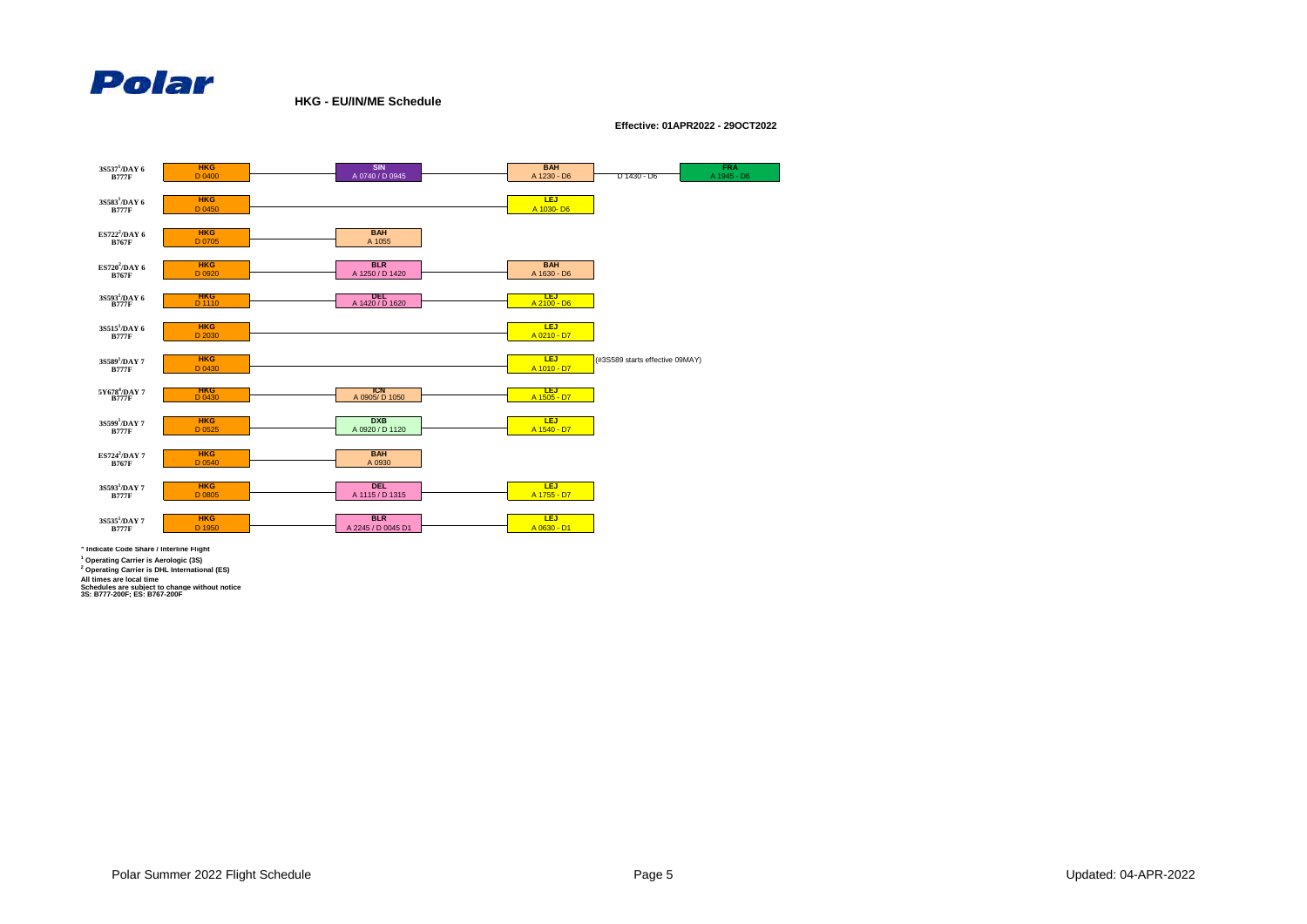Polar

## HKG - EU/IN/ME Schedule

**Effective: 01APR2022 - 29OCT2022**

| Flight | Origin | Stop 1 | Stop 2 | Stop 3 |
|---|---|---|---|---|
| 3S537[1]/DAY 6 B777F | HKG D 0400 | SIN A 0740 / D 0945 | BAH A 1230 - D6 / D 1430 - D6 | FRA A 1945 - D6 |
| 3S583[1]/DAY 6 B777F | HKG D 0450 | | LEJ A 1030- D6 | |
| ES722[2]/DAY 6 B767F | HKG D 0705 | BAH A 1055 | | |
| ES720[2]/DAY 6 B767F | HKG D 0920 | BLR A 1250 / D 1420 | BAH A 1630 - D6 | |
| 3S593[1]/DAY 6 B777F | HKG D 1110 | DEL A 1420 / D 1620 | LEJ A 2100 - D6 | |
| 3S515[1]/DAY 6 B777F | HKG D 2030 | | LEJ A 0210 - D7 | |
| 3S589[1]/DAY 7 B777F | HKG D 0430 | | LEJ A 1010 - D7 | (#3S589 starts effective 09MAY) |
| 5Y678[4]/DAY 7 B777F | HKG D 0430 | ICN A 0905/ D 1050 | LEJ A 1505 - D7 | |
| 3S599[1]/DAY 7 B777F | HKG D 0525 | DXB A 0920 / D 1120 | LEJ A 1540 - D7 | |
| ES724[2]/DAY 7 B767F | HKG D 0540 | BAH A 0930 | | |
| 3S593[1]/DAY 7 B777F | HKG D 0805 | DEL A 1115 / D 1315 | LEJ A 1755 - D7 | |
| 3S535[1]/DAY 7 B777F | HKG D 1950 | BLR A 2245 / D 0045 D1 | LEJ A 0630 - D1 | |

\* Indicate Code Share / Interline Flight

[1] Operating Carrier is Aerologic (3S)

[2] Operating Carrier is DHL International (ES)

All times are local time

Schedules are subject to change without notice

3S: B777-200F; ES: B767-200F

Polar Summer 2022 Flight Schedule

Updated: 04-APR-2022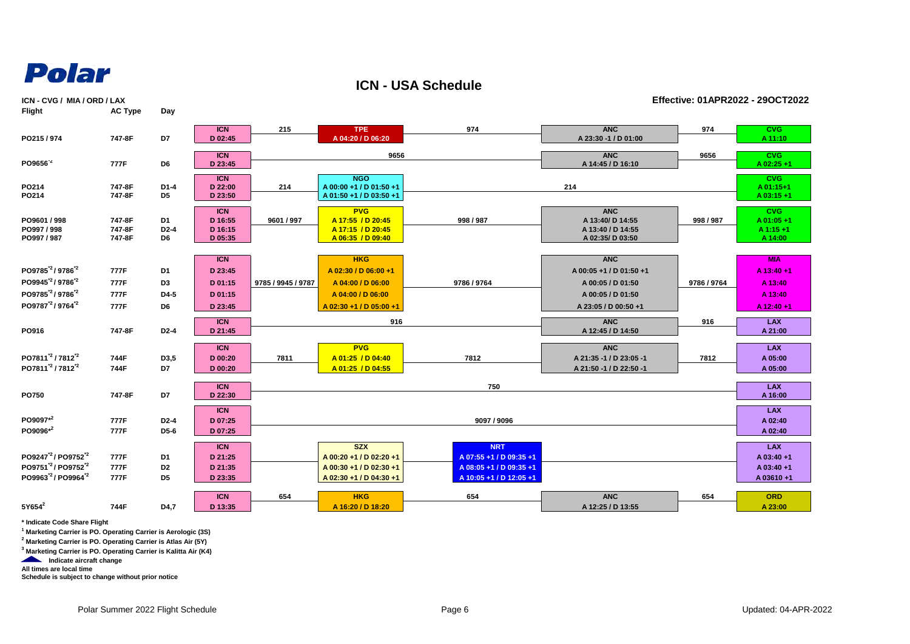Polar

# ICN - USA Schedule

**ICN - CVG / MIA / ORD / LAX**

**Effective: 01APR2022 - 29OCT2022**

| Flight | AC Type | Day | Origin | Flt | Stop 1 | Flt | Stop 2 | Flt | Destination |
|---|---|---|---|---|---|---|---|---|---|
| PO215 / 974 | 747-8F | D7 | ICN D 02:45 | 215 | TPE A 04:20 / D 06:20 | 974 | ANC A 23:30 -1 / D 01:00 | 974 | CVG A 11:10 |
| PO9656*2 | 777F | D6 | ICN D 23:45 | 9656 | | | ANC A 14:45 / D 16:10 | 9656 | CVG A 02:25 +1 |
| PO214 | 747-8F | D1-4 | ICN D 22:00 | 214 | NGO A 00:00 +1 / D 01:50 +1 | 214 | | | CVG A 01:15+1 |
| PO214 | 747-8F | D5 | ICN D 23:50 | 214 | NGO A 01:50 +1 / D 03:50 +1 | 214 | | | CVG A 03:15 +1 |
| PO9601 / 998 | 747-8F | D1 | ICN D 16:55 | 9601 / 997 | PVG A 17:55 / D 20:45 | 998 / 987 | ANC A 13:40/ D 14:55 | 998 / 987 | CVG A 01:05 +1 |
| PO997 / 998 | 747-8F | D2-4 | ICN D 16:15 | 9601 / 997 | PVG A 17:15 / D 20:45 | 998 / 987 | ANC A 13:40 / D 14:55 | 998 / 987 | CVG A 1:15 +1 |
| PO997 / 987 | 747-8F | D6 | ICN D 05:35 | 9601 / 997 | PVG A 06:35 / D 09:40 | 998 / 987 | ANC A 02:35/ D 03:50 | 998 / 987 | CVG A 14:00 |
| PO9785*2 / 9786*2 | 777F | D1 | ICN D 23:45 | 9785 / 9945 / 9787 | HKG A 02:30 / D 06:00 +1 | 9786 / 9764 | ANC A 00:05 +1 / D 01:50 +1 | 9786 / 9764 | MIA A 13:40 +1 |
| PO9945*2 / 9786*2 | 777F | D3 | ICN D 01:15 | 9785 / 9945 / 9787 | HKG A 04:00 / D 06:00 | 9786 / 9764 | ANC A 00:05 / D 01:50 | 9786 / 9764 | MIA A 13:40 |
| PO9785*2 / 9786*2 | 777F | D4-5 | ICN D 01:15 | 9785 / 9945 / 9787 | HKG A 04:00 / D 06:00 | 9786 / 9764 | ANC A 00:05 / D 01:50 | 9786 / 9764 | MIA A 13:40 |
| PO9787*2 / 9764*2 | 777F | D6 | ICN D 23:45 | 9785 / 9945 / 9787 | HKG A 02:30 +1 / D 05:00 +1 | 9786 / 9764 | ANC A 23:05 / D 00:50 +1 | 9786 / 9764 | MIA A 12:40 +1 |
| PO916 | 747-8F | D2-4 | ICN D 21:45 | 916 | | | ANC A 12:45 / D 14:50 | 916 | LAX A 21:00 |
| PO7811*2 / 7812*2 | 744F | D3,5 | ICN D 00:20 | 7811 | PVG A 01:25 / D 04:40 | 7812 | ANC A 21:35 -1 / D 23:05 -1 | 7812 | LAX A 05:00 |
| PO7811*2 / 7812*2 | 744F | D7 | ICN D 00:20 | 7811 | PVG A 01:25 / D 04:55 | 7812 | ANC A 21:50 -1 / D 22:50 -1 | 7812 | LAX A 05:00 |
| PO750 | 747-8F | D7 | ICN D 22:30 | 750 | | | | | LAX A 16:00 |
| PO9097*2 | 777F | D2-4 | ICN D 07:25 | 9097 / 9096 | | | | | LAX A 02:40 |
| PO9096*2 | 777F | D5-6 | ICN D 07:25 | 9097 / 9096 | | | | | LAX A 02:40 |
| PO9247*2 / PO9752*2 | 777F | D1 | ICN D 21:25 | | SZX A 00:20 +1 / D 02:20 +1 | | NRT A 07:55 +1 / D 09:35 +1 | | LAX A 03:40 +1 |
| PO9751*2 / PO9752*2 | 777F | D2 | ICN D 21:35 | | SZX A 00:30 +1 / D 02:30 +1 | | NRT A 08:05 +1 / D 09:35 +1 | | LAX A 03:40 +1 |
| PO9963*2 / PO9964*2 | 777F | D5 | ICN D 23:35 | | SZX A 02:30 +1 / D 04:30 +1 | | NRT A 10:05 +1 / D 12:05 +1 | | LAX A 03610 +1 |
| 5Y654[2] | 744F | D4,7 | ICN D 13:35 | 654 | HKG A 16:20 / D 18:20 | 654 | ANC A 12:25 / D 13:55 | 654 | ORD A 23:00 |

\* Indicate Code Share Flight

[1] Marketing Carrier is PO. Operating Carrier is Aerologic (3S)

[2] Marketing Carrier is PO. Operating Carrier is Atlas Air (5Y)

[3] Marketing Carrier is PO. Operating Carrier is Kalitta Air (K4)

Indicate aircraft change

All times are local time

Schedule is subject to change without prior notice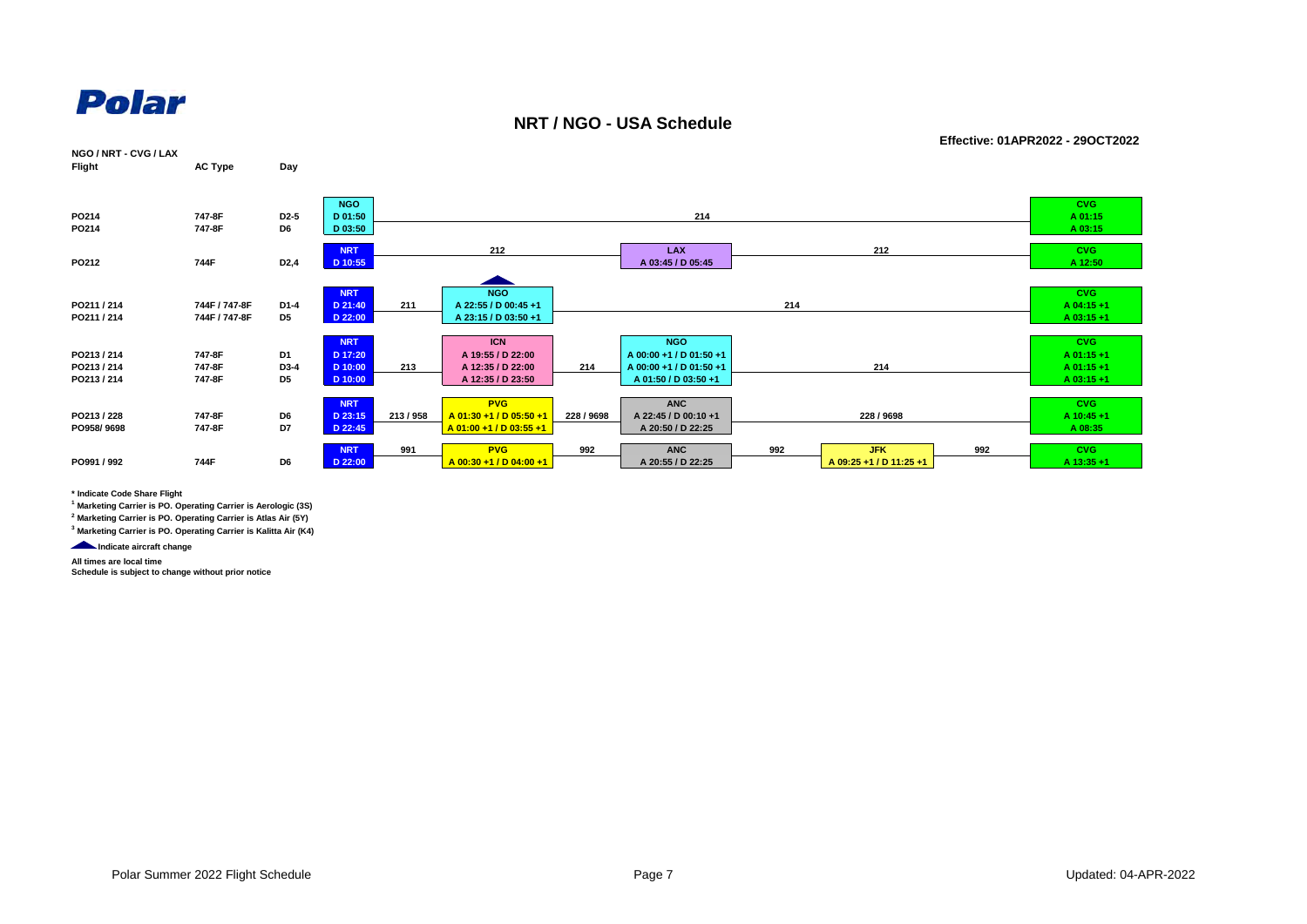Polar

## NRT / NGO - USA Schedule

**Effective: 01APR2022 - 29OCT2022**

**NGO / NRT - CVG / LAX**

| Flight | AC Type | Day | Origin | Flight | Stop 1 | Flight | Stop 2 | Flight | Stop 3 | Flight | Destination |
|---|---|---|---|---|---|---|---|---|---|---|---|
| PO214 | 747-8F | D2-5 | NGO D 01:50 | 214 | | | | | | | CVG A 01:15 |
| PO214 | 747-8F | D6 | NGO D 03:50 | 214 | | | | | | | CVG A 03:15 |
| PO212 | 744F | D2,4 | NRT D 10:55 | 212 | | | LAX A 03:45 / D 05:45 | 212 | | | CVG A 12:50 |
| PO211 / 214 | 744F / 747-8F | D1-4 | NRT D 21:40 | 211 | NGO (aircraft change) A 22:55 / D 00:45 +1 | 214 | | | | | CVG A 04:15 +1 |
| PO211 / 214 | 744F / 747-8F | D5 | NRT D 22:00 | 211 | NGO (aircraft change) A 23:15 / D 03:50 +1 | 214 | | | | | CVG A 03:15 +1 |
| PO213 / 214 | 747-8F | D1 | NRT D 17:20 | 213 | ICN A 19:55 / D 22:00 | 214 | NGO A 00:00 +1 / D 01:50 +1 | 214 | | | CVG A 01:15 +1 |
| PO213 / 214 | 747-8F | D3-4 | NRT D 10:00 | 213 | ICN A 12:35 / D 22:00 | 214 | NGO A 00:00 +1 / D 01:50 +1 | 214 | | | CVG A 01:15 +1 |
| PO213 / 214 | 747-8F | D5 | NRT D 10:00 | 213 | ICN A 12:35 / D 23:50 | 214 | NGO A 01:50 +1 / D 03:50 +1 | 214 | | | CVG A 03:15 +1 |
| PO213 / 228 | 747-8F | D6 | NRT D 23:15 | 213 / 958 | PVG A 01:30 +1 / D 05:50 +1 | 228 / 9698 | ANC A 22:45 / D 00:10 +1 | 228 / 9698 | | | CVG A 10:45 +1 |
| PO958/ 9698 | 747-8F | D7 | NRT D 22:45 | 213 / 958 | PVG A 01:00 +1 / D 03:55 +1 | 228 / 9698 | ANC A 20:50 / D 22:25 | 228 / 9698 | | | CVG A 08:35 |
| PO991 / 992 | 744F | D6 | NRT D 22:00 | 991 | PVG A 00:30 +1 / D 04:00 +1 | 992 | ANC A 20:55 / D 22:25 | 992 | JFK A 09:25 +1 / D 11:25 +1 | 992 | CVG A 13:35 +1 |

\* Indicate Code Share Flight

[1] Marketing Carrier is PO. Operating Carrier is Aerologic (3S)

[2] Marketing Carrier is PO. Operating Carrier is Atlas Air (5Y)

[3] Marketing Carrier is PO. Operating Carrier is Kalitta Air (K4)

▲ Indicate aircraft change

All times are local time

Schedule is subject to change without prior notice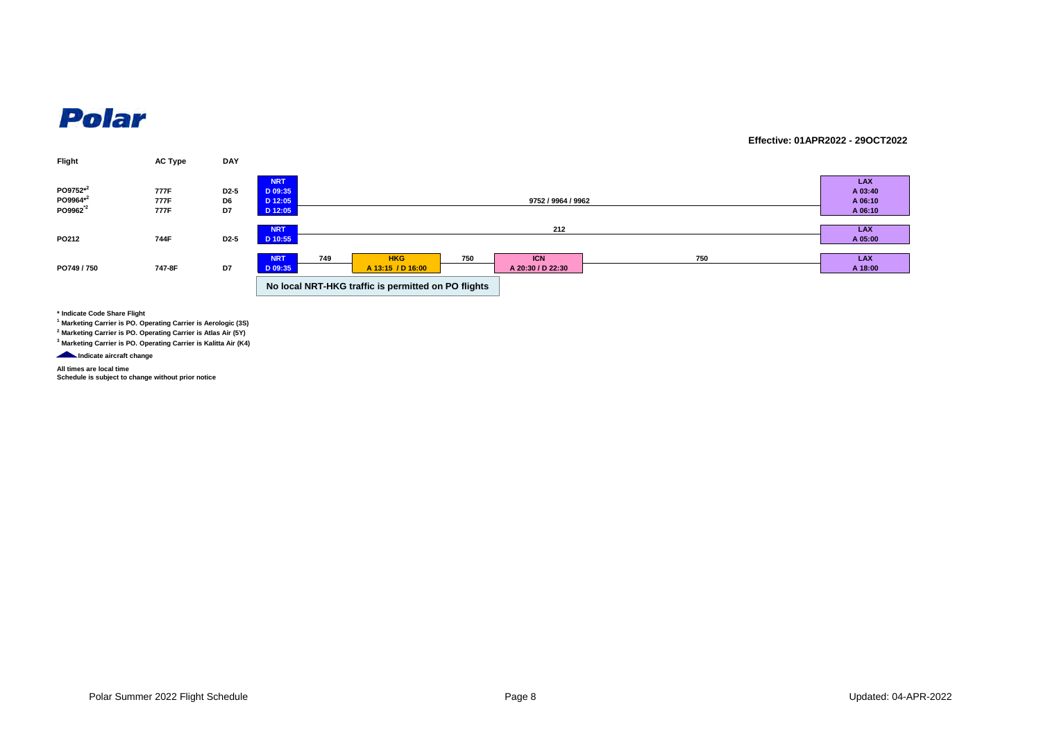# Polar

**Effective: 01APR2022 - 29OCT2022**

| Flight | AC Type | DAY | Routing |
| --- | --- | --- | --- |
| PO9752*[2] | 777F | D2-5 | NRT D 09:35 — 9752 — LAX A 03:40 |
| PO9964*[2] | 777F | D6 | NRT D 12:05 — 9964 — LAX A 06:10 |
| PO9962*[2] | 777F | D7 | NRT D 12:05 — 9962 — LAX A 06:10 |
| PO212 | 744F | D2-5 | NRT D 10:55 — 212 — LAX A 05:00 |
| PO749 / 750 | 747-8F | D7 | NRT D 09:35 — 749 — HKG A 13:15 / D 16:00 — 750 — ICN A 20:30 / D 22:30 — 750 — LAX A 18:00 |

**No local NRT-HKG traffic is permitted on PO flights**

**\* Indicate Code Share Flight**

**[1] Marketing Carrier is PO. Operating Carrier is Aerologic (3S)**

**[2] Marketing Carrier is PO. Operating Carrier is Atlas Air (5Y)**

**[3] Marketing Carrier is PO. Operating Carrier is Kalitta Air (K4)**

**▲ Indicate aircraft change**

**All times are local time**

**Schedule is subject to change without prior notice**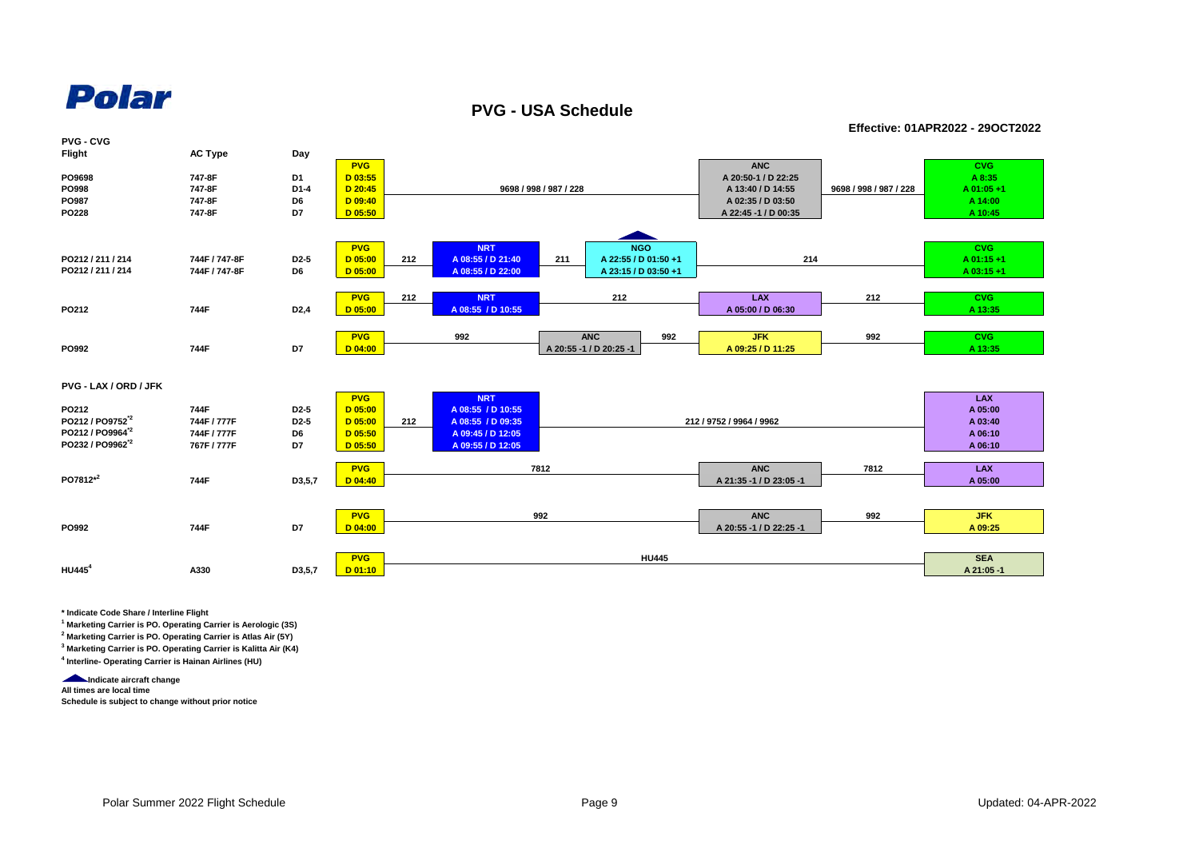Polar

# PVG - USA Schedule

**Effective: 01APR2022 - 29OCT2022**

## PVG - CVG

| Flight | AC Type | Day | PVG | | | | | ANC | | CVG |
|---|---|---|---|---|---|---|---|---|---|---|
| PO9698 | 747-8F | D1 | D 03:55 | 9698 / 998 / 987 / 228 | | | | A 20:50-1 / D 22:25 | 9698 / 998 / 987 / 228 | A 8:35 |
| PO998 | 747-8F | D1-4 | D 20:45 | | | | | A 13:40 / D 14:55 | | A 01:05 +1 |
| PO987 | 747-8F | D6 | D 09:40 | | | | | A 02:35 / D 03:50 | | A 14:00 |
| PO228 | 747-8F | D7 | D 05:50 | | | | | A 22:45 -1 / D 00:35 | | A 10:45 |

| Flight | AC Type | Day | PVG | | NRT | | NGO | | | CVG |
|---|---|---|---|---|---|---|---|---|---|---|
| PO212 / 211 / 214 | 744F / 747-8F | D2-5 | D 05:00 | 212 | A 08:55 / D 21:40 | 211 | A 22:55 / D 01:50 +1 | 214 | | A 01:15 +1 |
| PO212 / 211 / 214 | 744F / 747-8F | D6 | D 05:00 | | A 08:55 / D 22:00 | | A 23:15 / D 03:50 +1 | | | A 03:15 +1 |

| Flight | AC Type | Day | PVG | | NRT | | | LAX | | CVG |
|---|---|---|---|---|---|---|---|---|---|---|
| PO212 | 744F | D2,4 | D 05:00 | 212 | A 08:55 / D 10:55 | 212 | | A 05:00 / D 06:30 | 212 | A 13:35 |

| Flight | AC Type | Day | PVG | | ANC | | | JFK | | CVG |
|---|---|---|---|---|---|---|---|---|---|---|
| PO992 | 744F | D7 | D 04:00 | 992 | A 20:55 -1 / D 20:25 -1 | 992 | | A 09:25 / D 11:25 | 992 | A 13:35 |

## PVG - LAX / ORD / JFK

| Flight | AC Type | Day | PVG | | NRT | | | LAX |
|---|---|---|---|---|---|---|---|---|
| PO212 | 744F | D2-5 | D 05:00 | 212 | A 08:55 / D 10:55 | 212 / 9752 / 9964 / 9962 | | A 05:00 |
| PO212 / PO9752*[2] | 744F / 777F | D2-5 | D 05:00 | | A 08:55 / D 09:35 | | | A 03:40 |
| PO212 / PO9964*[2] | 744F / 777F | D6 | D 05:50 | | A 09:45 / D 12:05 | | | A 06:10 |
| PO232 / PO9962*[2] | 767F / 777F | D7 | D 05:50 | | A 09:55 / D 12:05 | | | A 06:10 |

| Flight | AC Type | Day | PVG | | ANC | | LAX |
|---|---|---|---|---|---|---|---|
| PO7812*[2] | 744F | D3,5,7 | D 04:40 | 7812 | A 21:35 -1 / D 23:05 -1 | 7812 | A 05:00 |

| Flight | AC Type | Day | PVG | | ANC | | JFK |
|---|---|---|---|---|---|---|---|
| PO992 | 744F | D7 | D 04:00 | 992 | A 20:55 -1 / D 22:25 -1 | 992 | A 09:25 |

| Flight | AC Type | Day | PVG | | SEA |
|---|---|---|---|---|---|
| HU445[4] | A330 | D3,5,7 | D 01:10 | HU445 | A 21:05 -1 |

**\* Indicate Code Share / Interline Flight**

**[1] Marketing Carrier is PO. Operating Carrier is Aerologic (3S)**

**[2] Marketing Carrier is PO. Operating Carrier is Atlas Air (5Y)**

**[3] Marketing Carrier is PO. Operating Carrier is Kalitta Air (K4)**

**[4] Interline- Operating Carrier is Hainan Airlines (HU)**

**▲ Indicate aircraft change** (aircraft change at NGO)

**All times are local time**

**Schedule is subject to change without prior notice**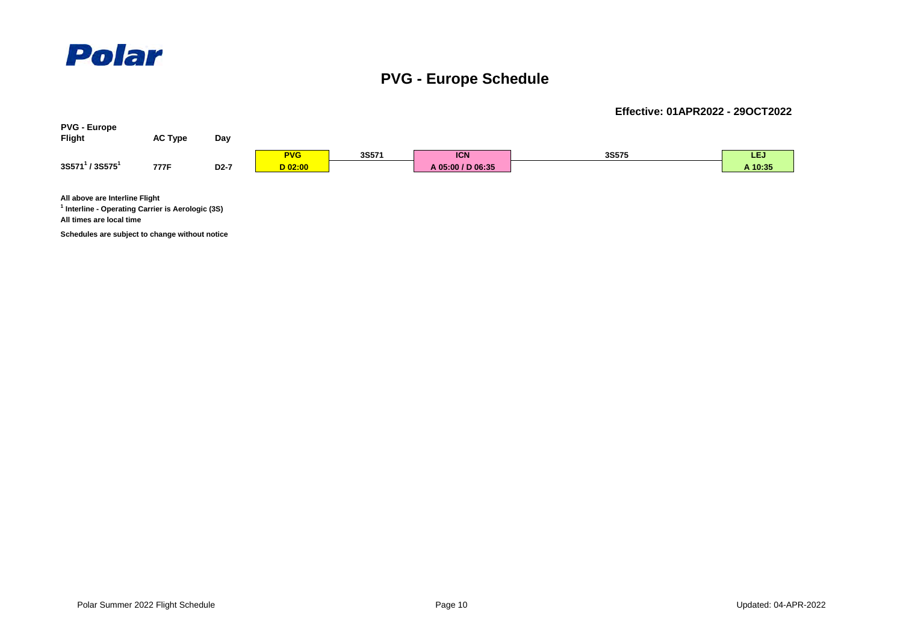Polar

# PVG - Europe Schedule

**Effective: 01APR2022 - 29OCT2022**

| PVG - Europe Flight | AC Type | Day | | | | | |
|---|---|---|---|---|---|---|---|
| | | | PVG | 3S571 | ICN | 3S575 | LEJ |
| 3S571[1] / 3S575[1] | 777F | D2-7 | D 02:00 | | A 05:00 / D 06:35 | | A 10:35 |

**All above are Interline Flight**

**[1] Interline - Operating Carrier is Aerologic (3S)**

**All times are local time**

**Schedules are subject to change without notice**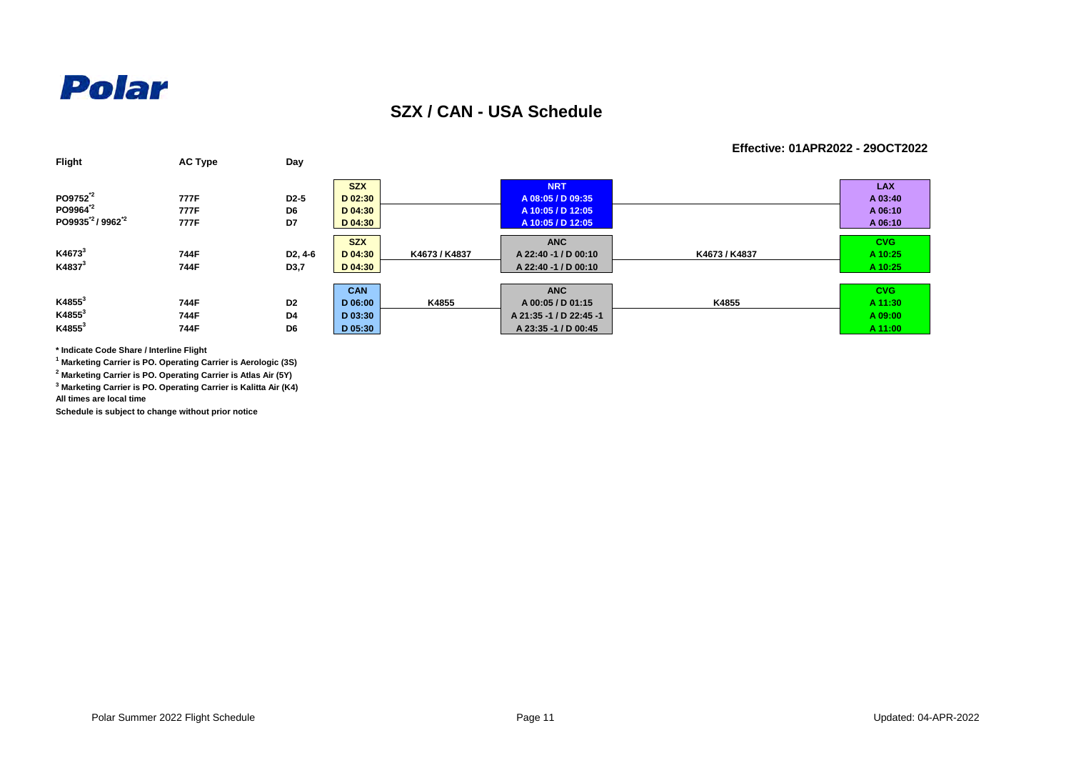Polar

## SZX / CAN - USA Schedule

**Effective: 01APR2022 - 29OCT2022**

| Flight | AC Type | Day | SZX | | NRT | | LAX |
|---|---|---|---|---|---|---|---|
| PO9752*[2] | 777F | D2-5 | D 02:30 | | A 08:05 / D 09:35 | | A 03:40 |
| PO9964*[2] | 777F | D6 | D 04:30 | | A 10:05 / D 12:05 | | A 06:10 |
| PO9935*[2] / 9962*[2] | 777F | D7 | D 04:30 | | A 10:05 / D 12:05 | | A 06:10 |

| Flight | AC Type | Day | SZX | | ANC | | CVG |
|---|---|---|---|---|---|---|---|
| K4673[3] | 744F | D2, 4-6 | D 04:30 | K4673 / K4837 | A 22:40 -1 / D 00:10 | K4673 / K4837 | A 10:25 |
| K4837[3] | 744F | D3,7 | D 04:30 | | A 22:40 -1 / D 00:10 | | A 10:25 |

| Flight | AC Type | Day | CAN | | ANC | | CVG |
|---|---|---|---|---|---|---|---|
| K4855[3] | 744F | D2 | D 06:00 | K4855 | A 00:05 / D 01:15 | K4855 | A 11:30 |
| K4855[3] | 744F | D4 | D 03:30 | | A 21:35 -1 / D 22:45 -1 | | A 09:00 |
| K4855[3] | 744F | D6 | D 05:30 | | A 23:35 -1 / D 00:45 | | A 11:00 |

**\* Indicate Code Share / Interline Flight**

**[1] Marketing Carrier is PO. Operating Carrier is Aerologic (3S)**

**[2] Marketing Carrier is PO. Operating Carrier is Atlas Air (5Y)**

**[3] Marketing Carrier is PO. Operating Carrier is Kalitta Air (K4)**

**All times are local time**

**Schedule is subject to change without prior notice**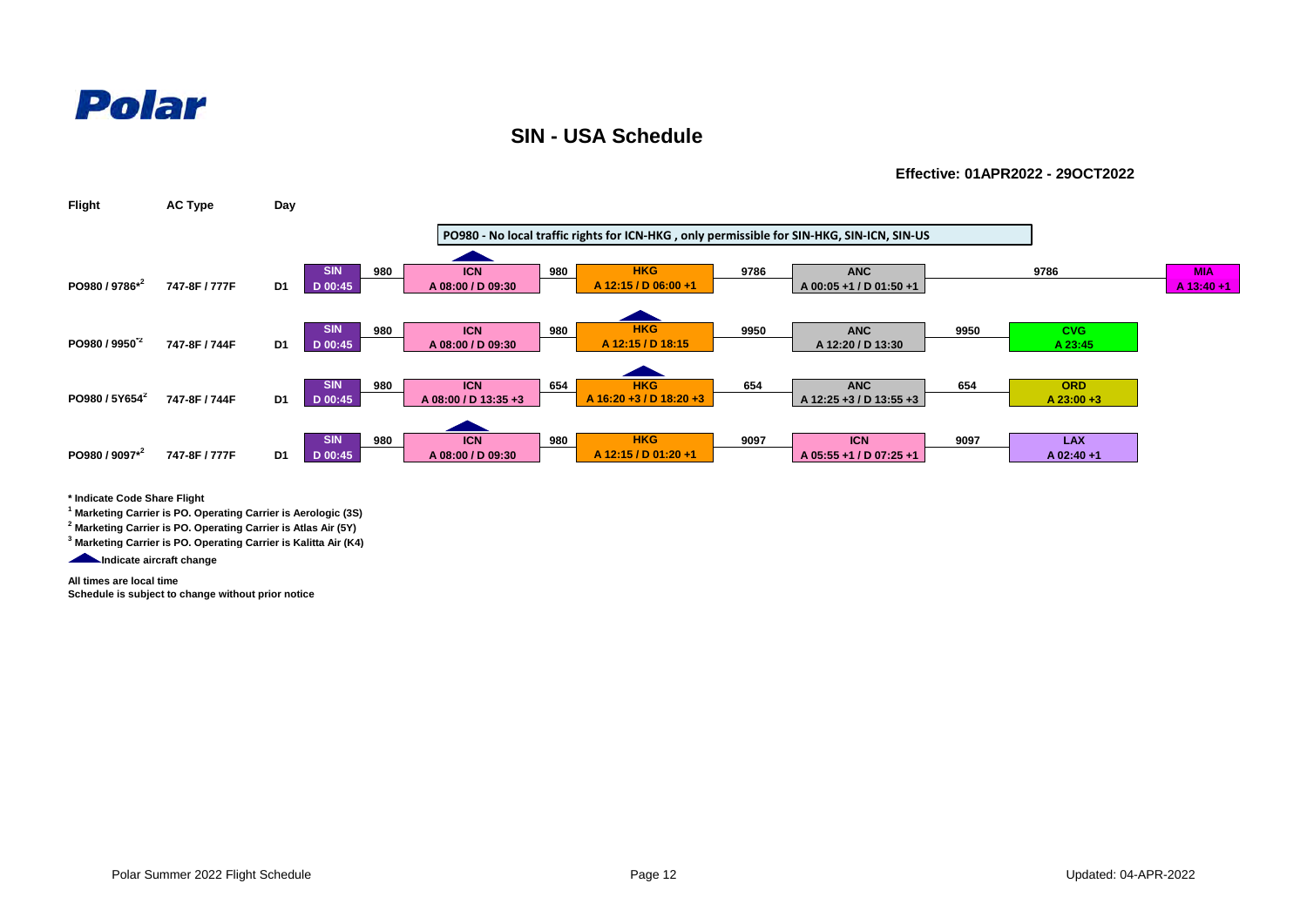Polar

# SIN - USA Schedule

**Effective: 01APR2022 - 29OCT2022**

**PO980 - No local traffic rights for ICN-HKG , only permissible for SIN-HKG, SIN-ICN, SIN-US**

| Flight | AC Type | Day | Station | Flt | Station | Flt | Station | Flt | Station | Flt | Station | Flt | Station |
|---|---|---|---|---|---|---|---|---|---|---|---|---|---|
| PO980 / 9786*[2] | 747-8F / 777F | D1 | SIN D 00:45 | 980 | ICN ▲ A 08:00 / D 09:30 | 980 | HKG A 12:15 / D 06:00 +1 | 9786 | ANC A 00:05 +1 / D 01:50 +1 | | | 9786 | MIA A 13:40 +1 |
| PO980 / 9950*[2] | 747-8F / 744F | D1 | SIN D 00:45 | 980 | ICN A 08:00 / D 09:30 | 980 | HKG ▲ A 12:15 / D 18:15 | 9950 | ANC A 12:20 / D 13:30 | 9950 | CVG A 23:45 | | |
| PO980 / 5Y654*[2] | 747-8F / 744F | D1 | SIN D 00:45 | 980 | ICN A 08:00 / D 13:35 +3 | 654 | HKG ▲ A 16:20 +3 / D 18:20 +3 | 654 | ANC A 12:25 +3 / D 13:55 +3 | 654 | ORD A 23:00 +3 | | |
| PO980 / 9097*[2] | 747-8F / 777F | D1 | SIN D 00:45 | 980 | ICN ▲ A 08:00 / D 09:30 | 980 | HKG A 12:15 / D 01:20 +1 | 9097 | ICN A 05:55 +1 / D 07:25 +1 | 9097 | LAX A 02:40 +1 | | |

**\* Indicate Code Share Flight**

**[1] Marketing Carrier is PO. Operating Carrier is Aerologic (3S)**

**[2] Marketing Carrier is PO. Operating Carrier is Atlas Air (5Y)**

**[3] Marketing Carrier is PO. Operating Carrier is Kalitta Air (K4)**

**▲ Indicate aircraft change**

**All times are local time**
**Schedule is subject to change without prior notice**

Polar Summer 2022 Flight Schedule

Updated: 04-APR-2022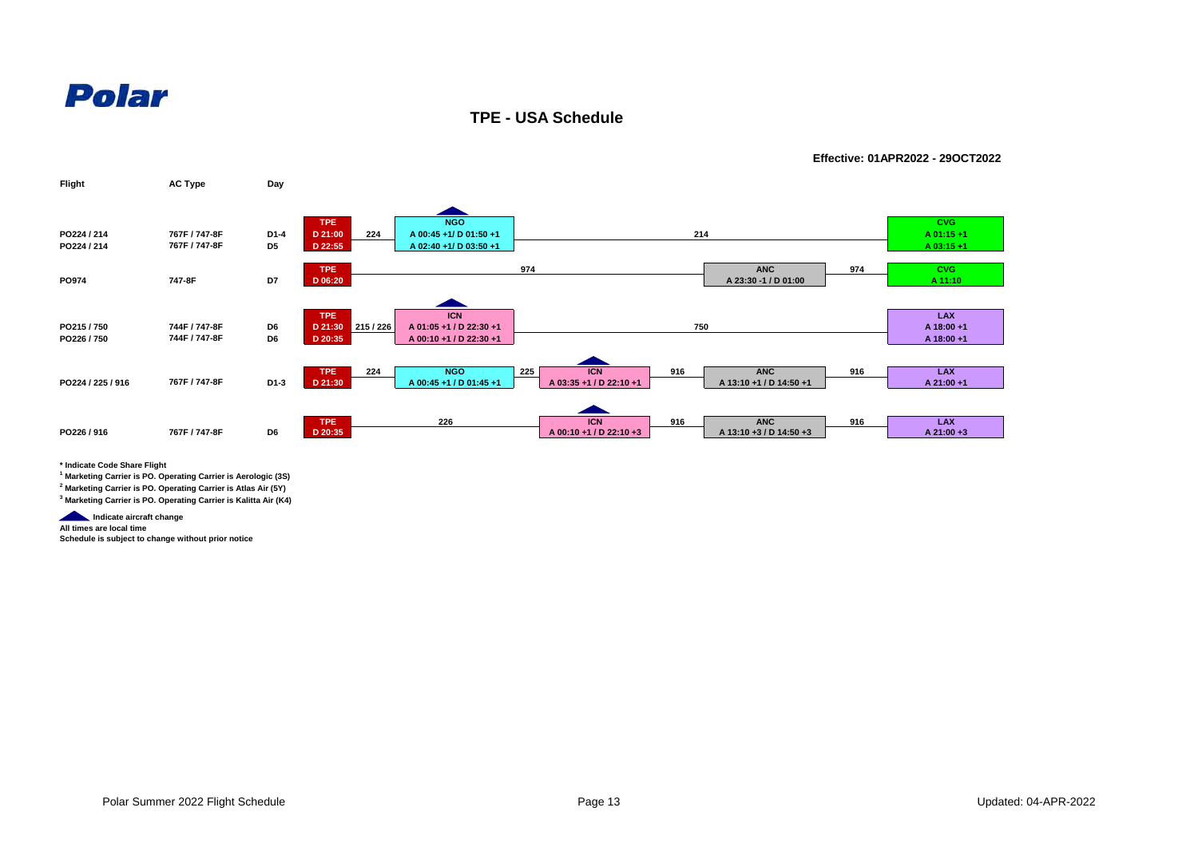**Polar**

## TPE - USA Schedule

**Effective: 01APR2022 - 29OCT2022**

| Flight | AC Type | Day | Origin | Flight | Stop 1 | Flight | Stop 2 | Flight | Stop 3 | Flight | Destination |
|---|---|---|---|---|---|---|---|---|---|---|---|
| PO224 / 214 | 767F / 747-8F | D1-4 | TPE D 21:00 | 224 | NGO ▲ A 00:45 +1/ D 01:50 +1 | 214 | | | | | CVG A 01:15 +1 |
| PO224 / 214 | 767F / 747-8F | D5 | TPE D 22:55 | | NGO ▲ A 02:40 +1/ D 03:50 +1 | 214 | | | | | CVG A 03:15 +1 |
| PO974 | 747-8F | D7 | TPE D 06:20 | 974 | | | | | ANC A 23:30 -1 / D 01:00 | 974 | CVG A 11:10 |
| PO215 / 750 | 744F / 747-8F | D6 | TPE D 21:30 | 215 / 226 | ICN ▲ A 01:05 +1 / D 22:30 +1 | 750 | | | | | LAX A 18:00 +1 |
| PO226 / 750 | 744F / 747-8F | D6 | TPE D 20:35 | 215 / 226 | ICN ▲ A 00:10 +1 / D 22:30 +1 | 750 | | | | | LAX A 18:00 +1 |
| PO224 / 225 / 916 | 767F / 747-8F | D1-3 | TPE D 21:30 | 224 | NGO A 00:45 +1 / D 01:45 +1 | 225 | ICN ▲ A 03:35 +1 / D 22:10 +1 | 916 | ANC A 13:10 +1 / D 14:50 +1 | 916 | LAX A 21:00 +1 |
| PO226 / 916 | 767F / 747-8F | D6 | TPE D 20:35 | 226 | | | ICN ▲ A 00:10 +1 / D 22:10 +3 | 916 | ANC A 13:10 +3 / D 14:50 +3 | 916 | LAX A 21:00 +3 |

\* Indicate Code Share Flight

[1] Marketing Carrier is PO. Operating Carrier is Aerologic (3S)

[2] Marketing Carrier is PO. Operating Carrier is Atlas Air (5Y)

[3] Marketing Carrier is PO. Operating Carrier is Kalitta Air (K4)

▲ Indicate aircraft change

All times are local time

Schedule is subject to change without prior notice

Polar Summer 2022 Flight Schedule

Updated: 04-APR-2022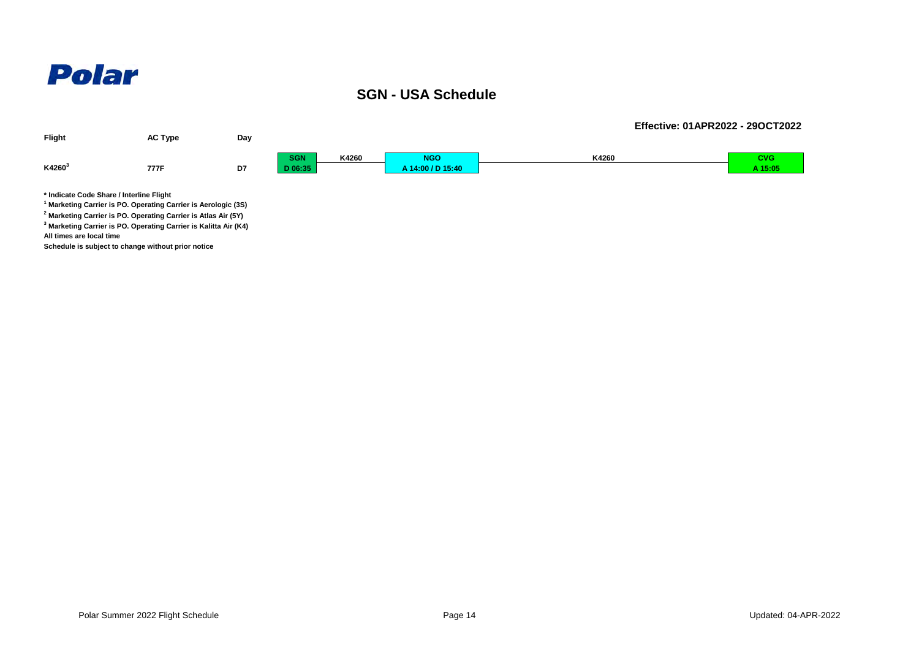**Polar**

## SGN - USA Schedule

**Effective: 01APR2022 - 29OCT2022**

| Flight | AC Type | Day | SGN | | NGO | | CVG |
|---|---|---|---|---|---|---|---|
| K4260[3] | 777F | D7 | D 06:35 | K4260 | A 14:00 / D 15:40 | K4260 | A 15:05 |

**\* Indicate Code Share / Interline Flight**

**[1] Marketing Carrier is PO. Operating Carrier is Aerologic (3S)**

**[2] Marketing Carrier is PO. Operating Carrier is Atlas Air (5Y)**

**[3] Marketing Carrier is PO. Operating Carrier is Kalitta Air (K4)**

**All times are local time**

**Schedule is subject to change without prior notice**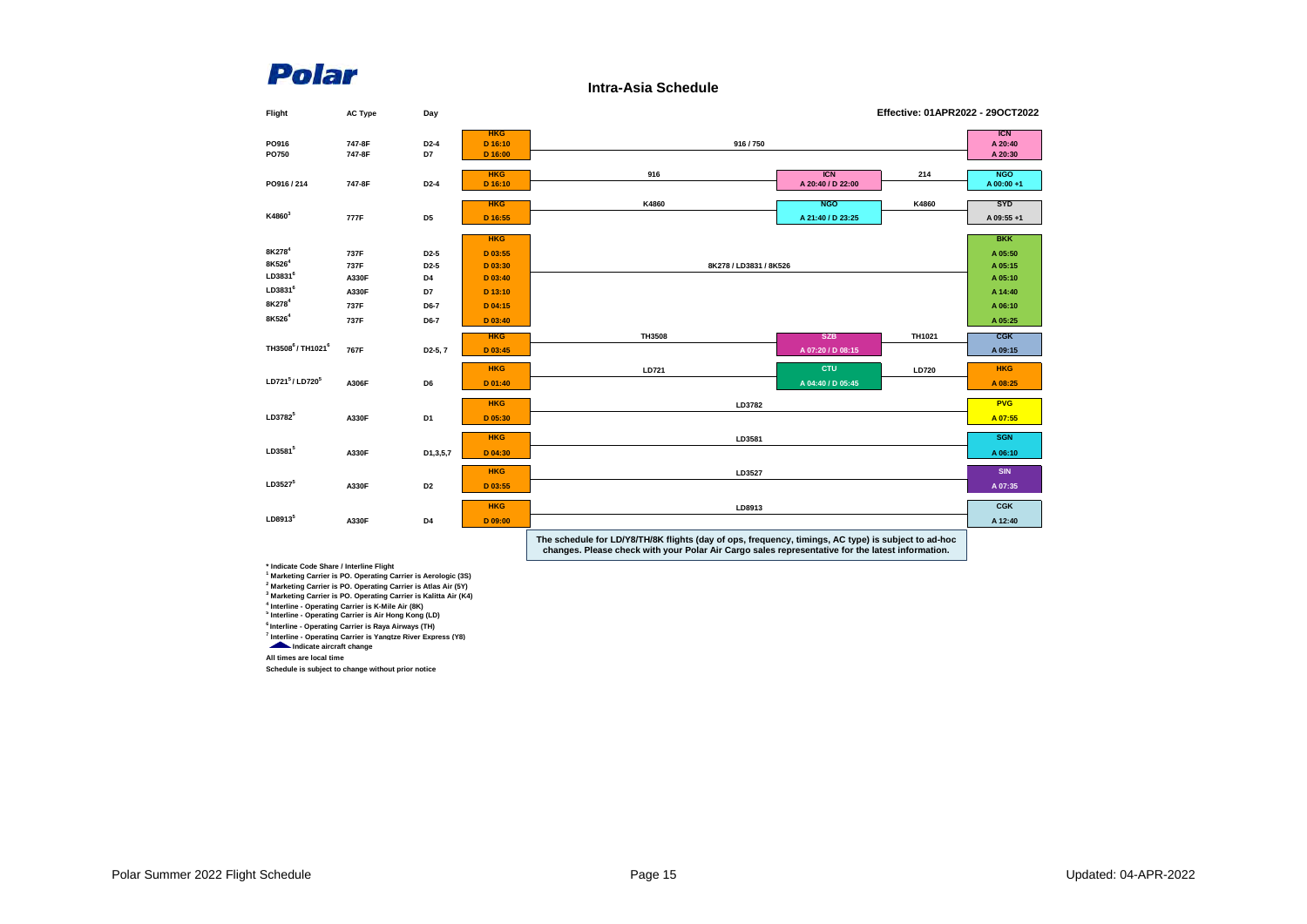Polar

## Intra-Asia Schedule

Effective: 01APR2022 - 29OCT2022

| Flight | AC Type | Day | Origin | Routing | Intermediate | Routing | Destination |
|---|---|---|---|---|---|---|---|
| PO916 | 747-8F | D2-4 | HKG D 16:10 | 916 / 750 | | | ICN A 20:40 |
| PO750 | 747-8F | D7 | HKG D 16:00 | | | | ICN A 20:30 |
| PO916 / 214 | 747-8F | D2-4 | HKG D 16:10 | 916 | ICN A 20:40 / D 22:00 | 214 | NGO A 00:00 +1 |
| K4860[3] | 777F | D5 | HKG D 16:55 | K4860 | NGO A 21:40 / D 23:25 | K4860 | SYD A 09:55 +1 |
| 8K278[4] | 737F | D2-5 | HKG D 03:55 | 8K278 / LD3831 / 8K526 | | | BKK A 05:50 |
| 8K526[4] | 737F | D2-5 | HKG D 03:30 | | | | BKK A 05:15 |
| LD3831[5] | A330F | D4 | HKG D 03:40 | | | | BKK A 05:10 |
| LD3831[5] | A330F | D7 | HKG D 13:10 | | | | BKK A 14:40 |
| 8K278[4] | 737F | D6-7 | HKG D 04:15 | | | | BKK A 06:10 |
| 8K526[4] | 737F | D6-7 | HKG D 03:40 | | | | BKK A 05:25 |
| TH3508[6] / TH1021[6] | 767F | D2-5, 7 | HKG D 03:45 | TH3508 | SZB A 07:20 / D 08:15 | TH1021 | CGK A 09:15 |
| LD721[5] / LD720[5] | A306F | D6 | HKG D 01:40 | LD721 | CTU A 04:40 / D 05:45 | LD720 | HKG A 08:25 |
| LD3782[5] | A330F | D1 | HKG D 05:30 | LD3782 | | | PVG A 07:55 |
| LD3581[5] | A330F | D1,3,5,7 | HKG D 04:30 | LD3581 | | | SGN A 06:10 |
| LD3527[5] | A330F | D2 | HKG D 03:55 | LD3527 | | | SIN A 07:35 |
| LD8913[5] | A330F | D4 | HKG D 09:00 | LD8913 | | | CGK A 12:40 |

**The schedule for LD/Y8/TH/8K flights (day of ops, frequency, timings, AC type) is subject to ad-hoc changes. Please check with your Polar Air Cargo sales representative for the latest information.**

\* Indicate Code Share / Interline Flight
[1] Marketing Carrier is PO. Operating Carrier is Aerologic (3S)
[2] Marketing Carrier is PO. Operating Carrier is Atlas Air (5Y)
[3] Marketing Carrier is PO. Operating Carrier is Kalitta Air (K4)
[4] Interline - Operating Carrier is K-Mile Air (8K)
[5] Interline - Operating Carrier is Air Hong Kong (LD)
[6] Interline - Operating Carrier is Raya Airways (TH)
[7] Interline - Operating Carrier is Yangtze River Express (Y8)
Indicate aircraft change

All times are local time

Schedule is subject to change without prior notice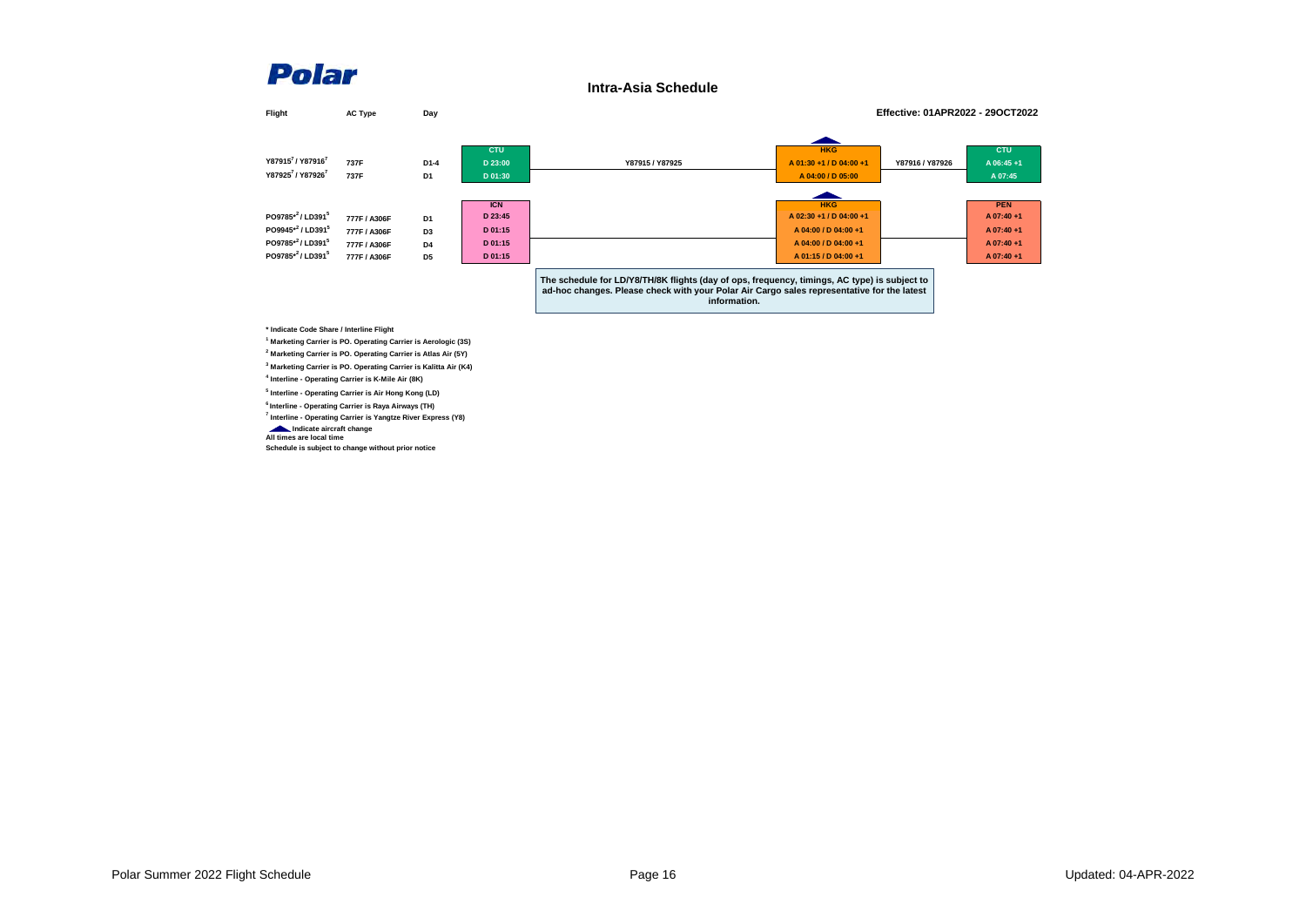# Polar

## Intra-Asia Schedule

Effective: 01APR2022 - 29OCT2022

| Flight | AC Type | Day | CTU | | HKG | | CTU |
|---|---|---|---|---|---|---|---|
| Y87915[7] / Y87916[7] | 737F | D1-4 | D 23:00 | Y87915 / Y87925 | A 01:30 +1 / D 04:00 +1 | Y87916 / Y87926 | A 06:45 +1 |
| Y87925[7] / Y87926[7] | 737F | D1 | D 01:30 | | A 04:00 / D 05:00 | | A 07:45 |

| Flight | AC Type | Day | ICN | HKG | PEN |
|---|---|---|---|---|---|
| PO9785*[2] / LD391[5] | 777F / A306F | D1 | D 23:45 | A 02:30 +1 / D 04:00 +1 | A 07:40 +1 |
| PO9945*[2] / LD391[5] | 777F / A306F | D3 | D 01:15 | A 04:00 / D 04:00 +1 | A 07:40 +1 |
| PO9785*[2] / LD391[5] | 777F / A306F | D4 | D 01:15 | A 04:00 / D 04:00 +1 | A 07:40 +1 |
| PO9785*[2] / LD391[5] | 777F / A306F | D5 | D 01:15 | A 01:15 / D 04:00 +1 | A 07:40 +1 |

**The schedule for LD/Y8/TH/8K flights (day of ops, frequency, timings, AC type) is subject to ad-hoc changes. Please check with your Polar Air Cargo sales representative for the latest information.**

\* Indicate Code Share / Interline Flight

[1] Marketing Carrier is PO. Operating Carrier is Aerologic (3S)

[2] Marketing Carrier is PO. Operating Carrier is Atlas Air (5Y)

[3] Marketing Carrier is PO. Operating Carrier is Kalitta Air (K4)

[4] Interline - Operating Carrier is K-Mile Air (8K)

[5] Interline - Operating Carrier is Air Hong Kong (LD)

[6] Interline - Operating Carrier is Raya Airways (TH)

[7] Interline - Operating Carrier is Yangtze River Express (Y8)

▲ Indicate aircraft change

All times are local time

Schedule is subject to change without prior notice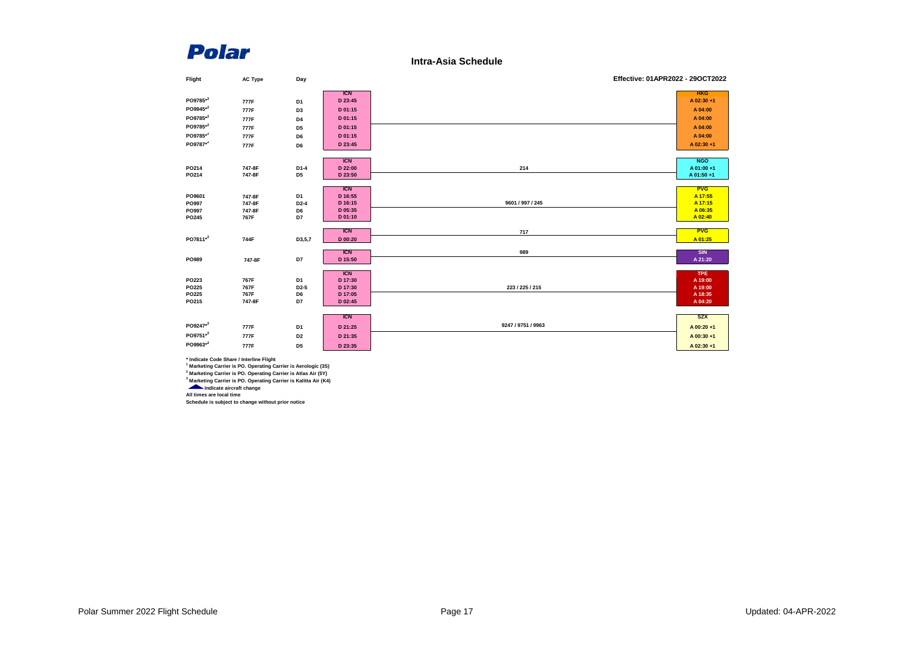**Polar**

## Intra-Asia Schedule

Effective: 01APR2022 - 29OCT2022

| Flight | AC Type | Day | Origin | Route | Destination |
|---|---|---|---|---|---|
| | | | ICN | | HKG |
| PO9785*[2] | 777F | D1 | D 23:45 | | A 02:30 +1 |
| PO9945*[2] | 777F | D3 | D 01:15 | | A 04:00 |
| PO9785*[2] | 777F | D4 | D 01:15 | | A 04:00 |
| PO9785*[2] | 777F | D5 | D 01:15 | | A 04:00 |
| PO9785*[2] | 777F | D6 | D 01:15 | | A 04:00 |
| PO9787*[2] | 777F | D6 | D 23:45 | | A 02:30 +1 |
| | | | ICN | 214 | NGO |
| PO214 | 747-8F | D1-4 | D 22:00 | | A 01:00 +1 |
| PO214 | 747-8F | D5 | D 23:50 | | A 01:50 +1 |
| | | | ICN | 9601 / 997 / 245 | PVG |
| PO9601 | 747-8F | D1 | D 16:55 | | A 17:55 |
| PO997 | 747-8F | D2-4 | D 16:15 | | A 17:15 |
| PO997 | 747-8F | D6 | D 05:35 | | A 06:35 |
| PO245 | 767F | D7 | D 01:10 | | A 02:40 |
| | | | ICN | 717 | PVG |
| PO7811*[2] | 744F | D3,5,7 | D 00:20 | | A 01:25 |
| | | | ICN | 989 | SIN |
| PO989 | 747-8F | D7 | D 15:50 | | A 21:20 |
| | | | ICN | 223 / 225 / 215 | TPE |
| PO223 | 767F | D1 | D 17:30 | | A 19:00 |
| PO225 | 767F | D2-5 | D 17:30 | | A 19:00 |
| PO225 | 767F | D6 | D 17:05 | | A 18:35 |
| PO215 | 747-8F | D7 | D 02:45 | | A 04:20 |
| | | | ICN | 9247 / 9751 / 9963 | SZX |
| PO9247*[2] | 777F | D1 | D 21:25 | | A 00:20 +1 |
| PO9751*[2] | 777F | D2 | D 21:35 | | A 00:30 +1 |
| PO9963*[2] | 777F | D5 | D 23:35 | | A 02:30 +1 |

\* Indicate Code Share / Interline Flight

[1] Marketing Carrier is PO. Operating Carrier is Aerologic (3S)

[2] Marketing Carrier is PO. Operating Carrier is Atlas Air (5Y)

[3] Marketing Carrier is PO. Operating Carrier is Kalitta Air (K4)

▲ Indicate aircraft change

All times are local time

Schedule is subject to change without prior notice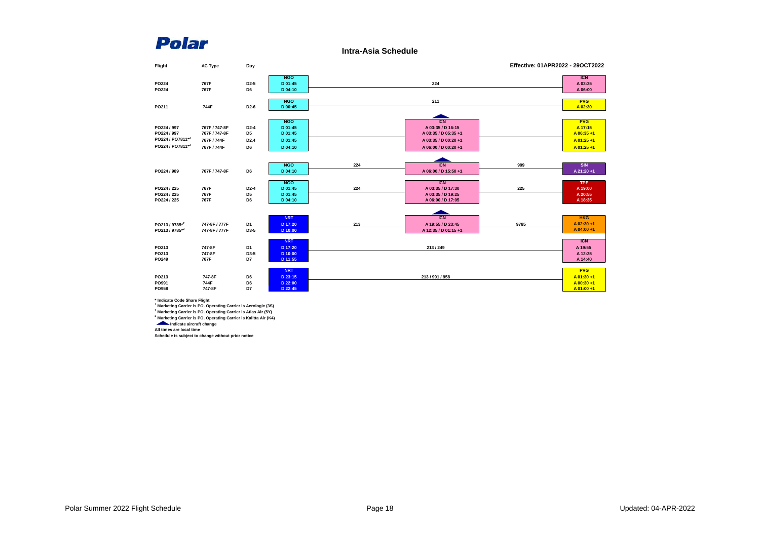**Polar**

## Intra-Asia Schedule

**Effective: 01APR2022 - 29OCT2022**

| Flight | AC Type | Day | Origin | Flight | Via | Flight | Destination |
|---|---|---|---|---|---|---|---|
| | | | **NGO** | 224 | | | **ICN** |
| PO224 | 767F | D2-5 | D 01:45 | | | | A 03:35 |
| PO224 | 767F | D6 | D 04:10 | | | | A 06:00 |
| | | | **NGO** | 211 | | | **PVG** |
| PO211 | 744F | D2-6 | D 00:45 | | | | A 02:30 |
| | | | **NGO** | | **ICN** | | **PVG** |
| PO224 / 997 | 767F / 747-8F | D2-4 | D 01:45 | | A 03:35 / D 16:15 | | A 17:15 |
| PO224 / 997 | 767F / 747-8F | D5 | D 01:45 | | A 03:35 / D 05:35 +1 | | A 06:35 +1 |
| PO224 / PO7811*[1] | 767F / 744F | D2,4 | D 01:45 | | A 03:35 / D 00:20 +1 | | A 01:25 +1 |
| PO224 / PO7811*[1] | 767F / 744F | D6 | D 04:10 | | A 06:00 / D 00:20 +1 | | A 01:25 +1 |
| | | | **NGO** | 224 | **ICN** | 989 | **SIN** |
| PO224 / 989 | 767F / 747-8F | D6 | D 04:10 | | A 06:00 / D 15:50 +1 | | A 21:20 +1 |
| | | | **NGO** | 224 | **ICN** | 225 | **TPE** |
| PO224 / 225 | 767F | D2-4 | D 01:45 | | A 03:35 / D 17:30 | | A 19:00 |
| PO224 / 225 | 767F | D5 | D 01:45 | | A 03:35 / D 19:25 | | A 20:55 |
| PO224 / 225 | 767F | D6 | D 04:10 | | A 06:00 / D 17:05 | | A 18:35 |
| | | | **NRT** | 213 | **ICN** | 9785 | **HKG** |
| PO213 / 9785*[2] | 747-8F / 777F | D1 | D 17:20 | | A 19:55 / D 23:45 | | A 02:30 +1 |
| PO213 / 9785*[2] | 747-8F / 777F | D3-5 | D 10:00 | | A 12:35 / D 01:15 +1 | | A 04:00 +1 |
| | | | **NRT** | 213 / 249 | | | **ICN** |
| PO213 | 747-8F | D1 | D 17:20 | | | | A 19:55 |
| PO213 | 747-8F | D3-5 | D 10:00 | | | | A 12:35 |
| PO249 | 767F | D7 | D 11:55 | | | | A 14:40 |
| | | | **NRT** | 213 / 991 / 958 | | | **PVG** |
| PO213 | 747-8F | D6 | D 23:15 | | | | A 01:30 +1 |
| PO991 | 744F | D6 | D 22:00 | | | | A 00:30 +1 |
| PO958 | 747-8F | D7 | D 22:45 | | | | A 01:00 +1 |

Aircraft change at ICN is indicated for the NGO-ICN-PVG, NGO-ICN-SIN and NRT-ICN-HKG routings.

\* Indicate Code Share Flight
[1] Marketing Carrier is PO. Operating Carrier is Aerologic (3S)
[2] Marketing Carrier is PO. Operating Carrier is Atlas Air (5Y)
[3] Marketing Carrier is PO. Operating Carrier is Kalitta Air (K4)
▲ Indicate aircraft change
All times are local time
Schedule is subject to change without prior notice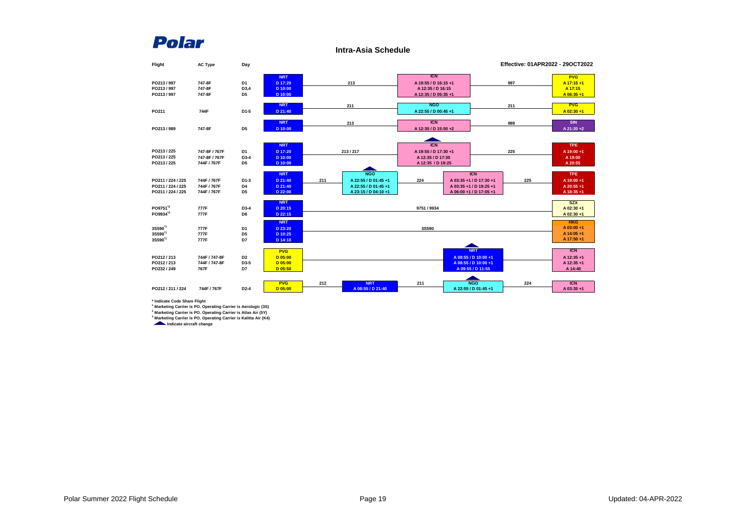# Polar

## Intra-Asia Schedule

Effective: 01APR2022 - 29OCT2022

| Flight | AC Type | Day | Origin | Flight | Stop 1 | Flight | Stop 2 | Flight | Destination |
|---|---|---|---|---|---|---|---|---|---|
| PO213 / 997 | 747-8F | D1 | NRT D 17:20 | 213 | ICN A 19:55 / D 16:15 +1 | 997 | | | PVG A 17:15 +1 |
| PO213 / 997 | 747-8F | D3,4 | NRT D 10:00 | 213 | ICN A 12:35 / D 16:15 | 997 | | | PVG A 17:15 |
| PO213 / 997 | 747-8F | D5 | NRT D 10:00 | 213 | ICN A 12:35 / D 05:35 +1 | 997 | | | PVG A 06:35 +1 |
| PO211 | 744F | D1-5 | NRT D 21:40 | 211 | NGO A 22:55 / D 00:45 +1 | 211 | | | PVG A 02:30 +1 |
| PO213 / 989 | 747-8F | D5 | NRT D 10:00 | 213 | ICN A 12:35 / D 15:50 +2 | 989 | | | SIN A 21:20 +2 |
| PO213 / 225 | 747-8F / 767F | D1 | NRT D 17:20 | 213 / 217 | ICN ▲ A 19:55 / D 17:30 +1 | 225 | | | TPE A 19:00 +1 |
| PO213 / 225 | 747-8F / 767F | D3-4 | NRT D 10:00 | 213 / 217 | ICN ▲ A 12:35 / D 17:30 | 225 | | | TPE A 19:00 |
| PO213 / 225 | 744F / 767F | D5 | NRT D 10:00 | 213 / 217 | ICN ▲ A 12:35 / D 19:25 | 225 | | | TPE A 20:55 |
| PO211 / 224 / 225 | 744F / 767F | D1-3 | NRT D 21:40 | 211 | NGO ▲ A 22:55 / D 01:45 +1 | 224 | ICN A 03:35 +1 / D 17:30 +1 | 225 | TPE A 19:00 +1 |
| PO211 / 224 / 225 | 744F / 767F | D4 | NRT D 21:40 | 211 | NGO ▲ A 22:55 / D 01:45 +1 | 224 | ICN A 03:35 +1 / D 19:25 +1 | 225 | TPE A 20:55 +1 |
| PO211 / 224 / 225 | 744F / 767F | D5 | NRT D 22:00 | 211 | NGO ▲ A 23:15 / D 04:10 +1 | 224 | ICN A 06:00 +1 / D 17:05 +1 | 225 | TPE A 18:35 +1 |
| PO9751[*2] | 777F | D3-4 | NRT D 20:15 | 9751 / 9934 | | | | | SZX A 02:30 +1 |
| PO9934[*2] | 777F | D6 | NRT D 22:15 | 9751 / 9934 | | | | | SZX A 02:30 +1 |
| 3S590[*1] | 777F | D1 | NRT D 23:20 | 3S590 | | | | | HKG A 03:00 +1 |
| 3S590[*1] | 777F | D5 | NRT D 10:25 | 3S590 | | | | | HKG A 14:05 +1 |
| 3S590[*1] | 777F | D7 | NRT D 14:10 | 3S590 | | | | | HKG A 17:50 +1 |
| PO212 / 213 | 744F / 747-8F | D2 | PVG D 05:00 | | | | NRT ▲ A 08:55 / D 10:00 +1 | | ICN A 12:35 +1 |
| PO212 / 213 | 744F / 747-8F | D3-5 | PVG D 05:00 | | | | NRT ▲ A 08:55 / D 10:00 +1 | | ICN A 12:35 +1 |
| PO232 / 249 | 767F | D7 | PVG D 05:50 | | | | NRT ▲ A 09:55 / D 11:55 | | ICN A 14:40 |
| PO212 / 211 / 224 | 744F / 767F | D2-4 | PVG D 05:00 | 212 | NRT A 08:55 / D 21:40 | 211 | NGO ▲ A 22:55 / D 01:45 +1 | 224 | ICN A 03:35 +1 |

* Indicate Code Share Flight

[1] Marketing Carrier is PO. Operating Carrier is Aerologic (3S)

[2] Marketing Carrier is PO. Operating Carrier is Atlas Air (5Y)

[3] Marketing Carrier is PO. Operating Carrier is Kalitta Air (K4)

▲ Indicate aircraft change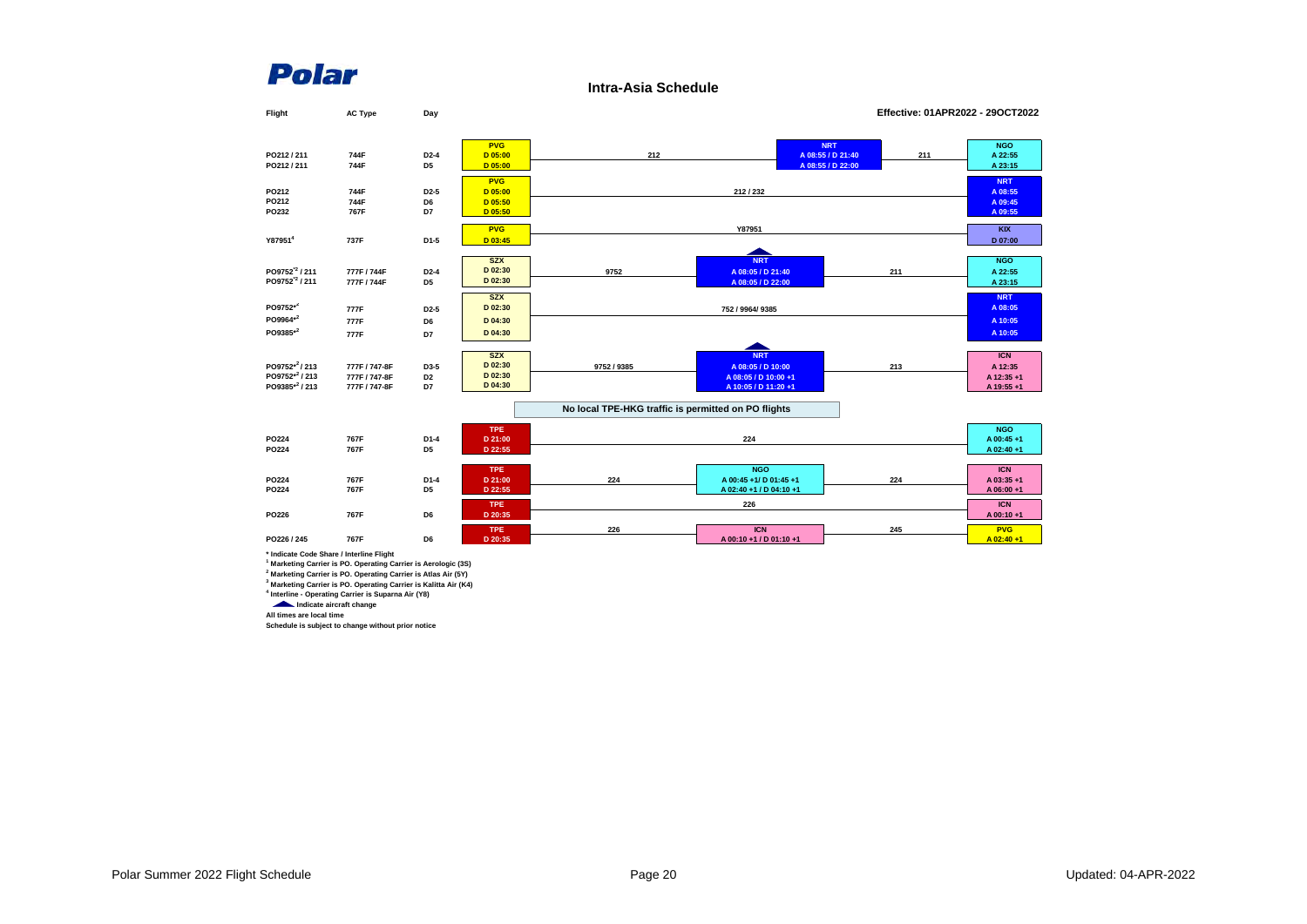Polar

## Intra-Asia Schedule

**Effective: 01APR2022 - 29OCT2022**

| Flight | AC Type | Day | Origin | Segment | Intermediate | Segment | Destination |
|---|---|---|---|---|---|---|---|
| PO212 / 211 | 744F | D2-4 | PVG D 05:00 | 212 | NRT A 08:55 / D 21:40 | 211 | NGO A 22:55 |
| PO212 / 211 | 744F | D5 | PVG D 05:00 | 212 | NRT A 08:55 / D 22:00 | 211 | NGO A 23:15 |
| PO212 | 744F | D2-5 | PVG D 05:00 | 212 / 232 | | | NRT A 08:55 |
| PO212 | 744F | D6 | PVG D 05:50 | 212 / 232 | | | NRT A 09:45 |
| PO232 | 767F | D7 | PVG D 05:50 | 212 / 232 | | | NRT A 09:55 |
| Y87951[4] | 737F | D1-5 | PVG D 03:45 | Y87951 | | | KIX D 07:00 |
| PO9752*[2] / 211 | 777F / 744F | D2-4 | SZX D 02:30 | 9752 | NRT (aircraft change) A 08:05 / D 21:40 | 211 | NGO A 22:55 |
| PO9752*[2] / 211 | 777F / 744F | D5 | SZX D 02:30 | 9752 | NRT (aircraft change) A 08:05 / D 22:00 | 211 | NGO A 23:15 |
| PO9752*[2] | 777F | D2-5 | SZX D 02:30 | 752 / 9964/ 9385 | | | NRT A 08:05 |
| PO9964*[2] | 777F | D6 | SZX D 04:30 | 752 / 9964/ 9385 | | | NRT A 10:05 |
| PO9385*[2] | 777F | D7 | SZX D 04:30 | 752 / 9964/ 9385 | | | NRT A 10:05 |
| PO9752*[2] / 213 | 777F / 747-8F | D3-5 | SZX D 02:30 | 9752 / 9385 | NRT (aircraft change) A 08:05 / D 10:00 | 213 | ICN A 12:35 |
| PO9752*[2] / 213 | 777F / 747-8F | D2 | SZX D 02:30 | 9752 / 9385 | NRT (aircraft change) A 08:05 / D 10:00 +1 | 213 | ICN A 12:35 +1 |
| PO9385*[2] / 213 | 777F / 747-8F | D7 | SZX D 04:30 | 9752 / 9385 | NRT (aircraft change) A 10:05 / D 11:20 +1 | 213 | ICN A 19:55 +1 |

**No local TPE-HKG traffic is permitted on PO flights**

| Flight | AC Type | Day | Origin | Segment | Intermediate | Segment | Destination |
|---|---|---|---|---|---|---|---|
| PO224 | 767F | D1-4 | TPE D 21:00 | 224 | | | NGO A 00:45 +1 |
| PO224 | 767F | D5 | TPE D 22:55 | 224 | | | NGO A 02:40 +1 |
| PO224 | 767F | D1-4 | TPE D 21:00 | 224 | NGO A 00:45 +1/ D 01:45 +1 | 224 | ICN A 03:35 +1 |
| PO224 | 767F | D5 | TPE D 22:55 | 224 | NGO A 02:40 +1 / D 04:10 +1 | 224 | ICN A 06:00 +1 |
| PO226 | 767F | D6 | TPE D 20:35 | 226 | | | ICN A 00:10 +1 |
| PO226 / 245 | 767F | D6 | TPE D 20:35 | 226 | ICN A 00:10 +1 / D 01:10 +1 | 245 | PVG A 02:40 +1 |

\* Indicate Code Share / Interline Flight

[1] Marketing Carrier is PO. Operating Carrier is Aerologic (3S)

[2] Marketing Carrier is PO. Operating Carrier is Atlas Air (5Y)

[3] Marketing Carrier is PO. Operating Carrier is Kalitta Air (K4)

[4] Interline - Operating Carrier is Suparna Air (Y8)

▲ Indicate aircraft change

All times are local time

Schedule is subject to change without prior notice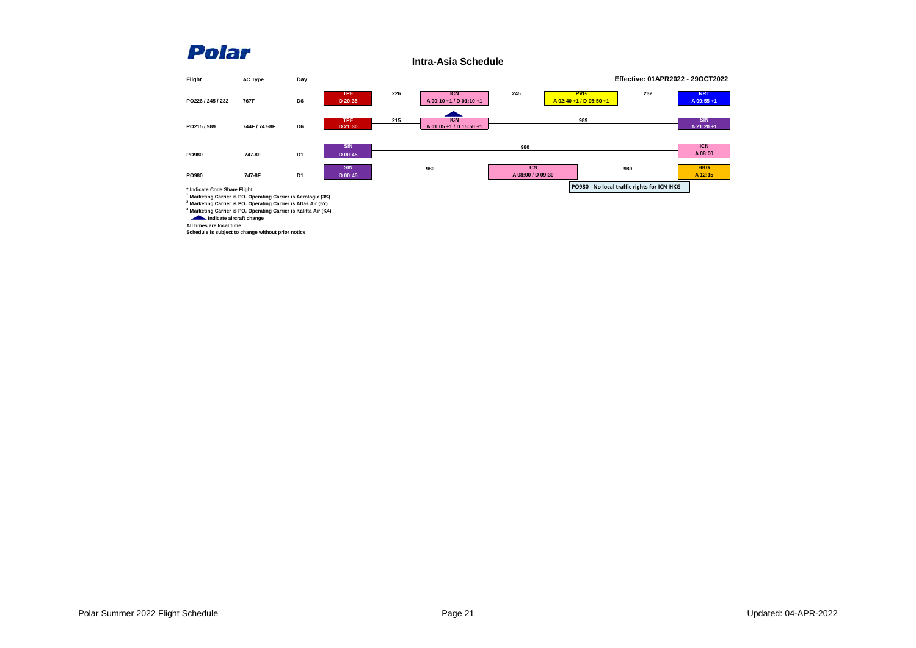# Polar

## Intra-Asia Schedule

**Effective: 01APR2022 - 29OCT2022**

| Flight | AC Type | Day | Routing |
|---|---|---|---|
| PO226 / 245 / 232 | 767F | D6 | TPE D 20:35 — 226 — ICN A 00:10 +1 / D 01:10 +1 — 245 — PVG A 02:40 +1 / D 05:50 +1 — 232 — NRT A 09:55 +1 |
| PO215 / 989 | 744F / 747-8F | D6 | TPE D 21:30 — 215 — ICN A 01:05 +1 / D 15:50 +1 (aircraft change) — 989 — SIN A 21:20 +1 |
| PO980 | 747-8F | D1 | SIN D 00:45 — 980 — ICN A 08:00 |
| PO980 | 747-8F | D1 | SIN D 00:45 — 980 — ICN A 08:00 / D 09:30 — 980 — HKG A 12:15 |

**PO980 - No local traffic rights for ICN-HKG**

**\* Indicate Code Share Flight**

[1] **Marketing Carrier is PO. Operating Carrier is Aerologic (3S)**

[2] **Marketing Carrier is PO. Operating Carrier is Atlas Air (5Y)**

[3] **Marketing Carrier is PO. Operating Carrier is Kalitta Air (K4)**

**▲ Indicate aircraft change**

**All times are local time**

**Schedule is subject to change without prior notice**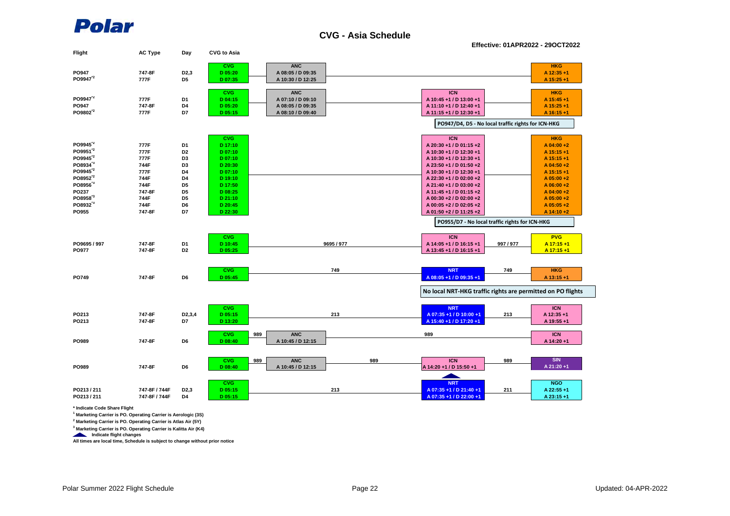**Polar**

# CVG - Asia Schedule

**Effective: 01APR2022 - 29OCT2022**

| Flight | AC Type | Day | CVG | ANC | ICN | HKG |
|---|---|---|---|---|---|---|
| PO947 | 747-8F | D2,3 | D 05:20 | A 08:05 / D 09:35 | | A 12:35 +1 |
| PO9947*2 | 777F | D5 | D 07:35 | A 10:30 / D 12:25 | | A 15:25 +1 |

| Flight | AC Type | Day | CVG | ANC | ICN | HKG |
|---|---|---|---|---|---|---|
| PO9947*2 | 777F | D1 | D 04:15 | A 07:10 / D 09:10 | A 10:45 +1 / D 13:00 +1 | A 15:45 +1 |
| PO947 | 747-8F | D4 | D 05:20 | A 08:05 / D 09:35 | A 11:10 +1 / D 12:40 +1 | A 15:25 +1 |
| PO9802*2 | 777F | D7 | D 05:15 | A 08:10 / D 09:40 | A 11:15 +1 / D 12:30 +1 | A 16:15 +1 |

PO947/D4, D5 - No local traffic rights for ICN-HKG

| Flight | AC Type | Day | CVG | ICN | HKG |
|---|---|---|---|---|---|
| PO9945*2 | 777F | D1 | D 17:10 | A 20:30 +1 / D 01:15 +2 | A 04:00 +2 |
| PO9951*2 | 777F | D2 | D 07:10 | A 10:30 +1 / D 12:30 +1 | A 15:15 +1 |
| PO9945*2 | 777F | D3 | D 07:10 | A 10:30 +1 / D 12:30 +1 | A 15:15 +1 |
| PO8934*3 | 744F | D3 | D 20:30 | A 23:50 +1 / D 01:50 +2 | A 04:50 +2 |
| PO9945*2 | 777F | D4 | D 07:10 | A 10:30 +1 / D 12:30 +1 | A 15:15 +1 |
| PO8952*2 | 744F | D4 | D 19:10 | A 22:30 +1 / D 02:00 +2 | A 05:00 +2 |
| PO8956*3 | 744F | D5 | D 17:50 | A 21:40 +1 / D 03:00 +2 | A 06:00 +2 |
| PO237 | 747-8F | D5 | D 08:25 | A 11:45 +1 / D 01:15 +2 | A 04:00 +2 |
| PO8958*3 | 744F | D5 | D 21:10 | A 00:30 +2 / D 02:00 +2 | A 05:00 +2 |
| PO8932*3 | 744F | D6 | D 20:45 | A 00:05 +2 / D 02:05 +2 | A 05:05 +2 |
| PO955 | 747-8F | D7 | D 22:30 | A 01:50 +2 / D 11:25 +2 | A 14:10 +2 |

PO955/D7 - No local traffic rights for ICN-HKG

| Flight | AC Type | Day | CVG | (9695 / 977) | ICN | (997 / 977) | PVG |
|---|---|---|---|---|---|---|---|
| PO9695 / 997 | 747-8F | D1 | D 10:45 | 9695 / 977 | A 14:05 +1 / D 16:15 +1 | 997 / 977 | A 17:15 +1 |
| PO977 | 747-8F | D2 | D 05:25 | | A 13:45 +1 / D 16:15 +1 | | A 17:15 +1 |

| Flight | AC Type | Day | CVG | (749) | NRT | (749) | HKG |
|---|---|---|---|---|---|---|---|
| PO749 | 747-8F | D6 | D 05:45 | 749 | A 08:05 +1 / D 09:35 +1 | 749 | A 13:15 +1 |

No local NRT-HKG traffic rights are permitted on PO flights

| Flight | AC Type | Day | CVG | (213) | NRT | (213) | ICN |
|---|---|---|---|---|---|---|---|
| PO213 | 747-8F | D2,3,4 | D 05:15 | 213 | A 07:35 +1 / D 10:00 +1 | 213 | A 12:35 +1 |
| PO213 | 747-8F | D7 | D 13:20 | | A 15:40 +1 / D 17:20 +1 | | A 19:55 +1 |

| Flight | AC Type | Day | CVG | (989) | ANC | (989) | ICN |
|---|---|---|---|---|---|---|---|
| PO989 | 747-8F | D6 | D 08:40 | 989 | A 10:45 / D 12:15 | 989 | A 14:20 +1 |

| Flight | AC Type | Day | CVG | (989) | ANC | (989) | ICN | (989) | SIN |
|---|---|---|---|---|---|---|---|---|---|
| PO989 | 747-8F | D6 | D 08:40 | 989 | A 10:45 / D 12:15 | 989 | A 14:20 +1 / D 15:50 +1 | 989 | A 21:20 +1 |

| Flight | AC Type | Day | CVG | (213) | NRT | (211) | NGO |
|---|---|---|---|---|---|---|---|
| PO213 / 211 | 747-8F / 744F | D2,3 | D 05:15 | 213 | A 07:35 +1 / D 21:40 +1 | 211 | A 22:55 +1 |
| PO213 / 211 | 747-8F / 744F | D4 | D 05:15 | | A 07:35 +1 / D 22:00 +1 | | A 23:15 +1 |

\* Indicate Code Share Flight

[1] Marketing Carrier is PO. Operating Carrier is Aerologic (3S)

[2] Marketing Carrier is PO. Operating Carrier is Atlas Air (5Y)

[3] Marketing Carrier is PO. Operating Carrier is Kalitta Air (K4)

▲ Indicate flight changes

All times are local time, Schedule is subject to change without prior notice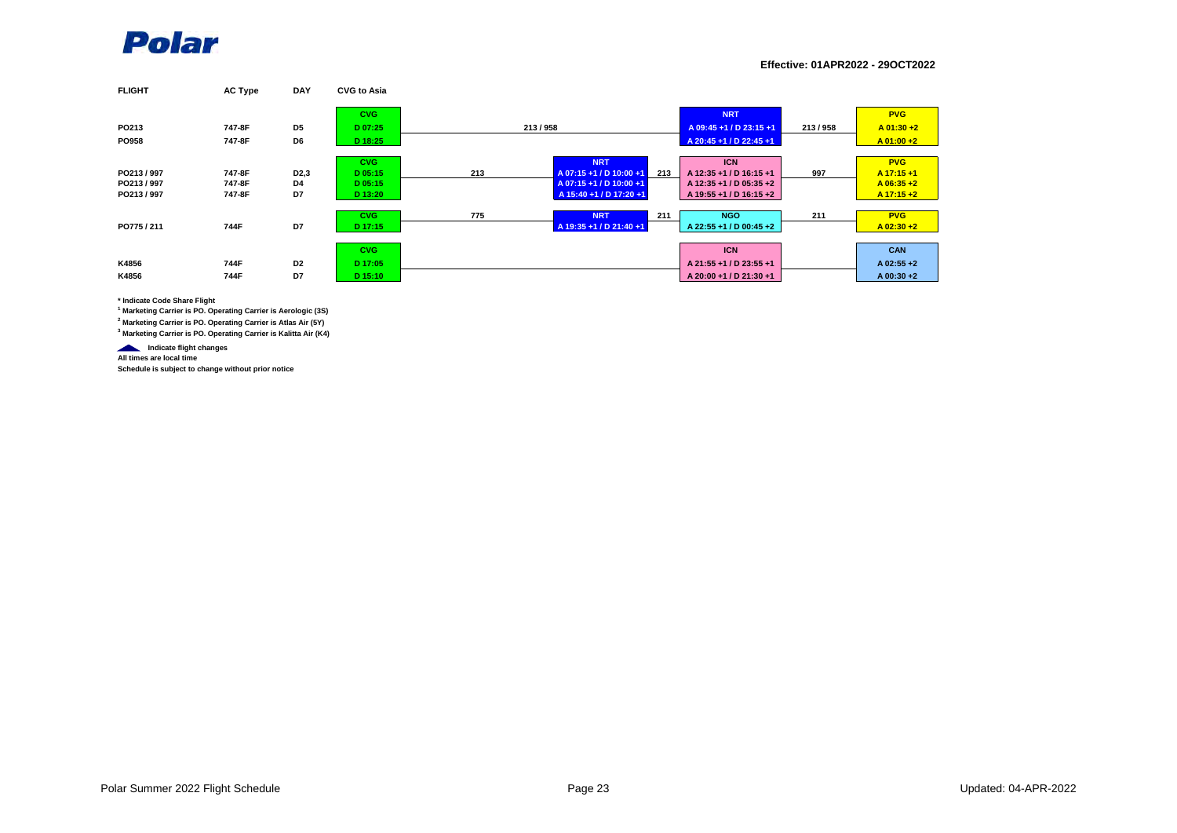# Polar

**Effective: 01APR2022 - 29OCT2022**

| FLIGHT | AC Type | DAY | CVG to Asia | | | | | | | |
|---|---|---|---|---|---|---|---|---|---|---|
| | | | CVG | | | | NRT | | PVG |
| PO213 | 747-8F | D5 | D 07:25 | 213 / 958 | | | A 09:45 +1 / D 23:15 +1 | 213 / 958 | A 01:30 +2 |
| PO958 | 747-8F | D6 | D 18:25 | | | | A 20:45 +1 / D 22:45 +1 | | A 01:00 +2 |
| | | | CVG | | NRT | | ICN | | PVG |
| PO213 / 997 | 747-8F | D2,3 | D 05:15 | 213 | A 07:15 +1 / D 10:00 +1 | 213 | A 12:35 +1 / D 16:15 +1 | 997 | A 17:15 +1 |
| PO213 / 997 | 747-8F | D4 | D 05:15 | | A 07:15 +1 / D 10:00 +1 | | A 12:35 +1 / D 05:35 +2 | | A 06:35 +2 |
| PO213 / 997 | 747-8F | D7 | D 13:20 | | A 15:40 +1 / D 17:20 +1 | | A 19:55 +1 / D 16:15 +2 | | A 17:15 +2 |
| | | | CVG | 775 | NRT | 211 | NGO | 211 | PVG |
| PO775 / 211 | 744F | D7 | D 17:15 | | A 19:35 +1 / D 21:40 +1 | | A 22:55 +1 / D 00:45 +2 | | A 02:30 +2 |
| | | | CVG | | | | ICN | | CAN |
| K4856 | 744F | D2 | D 17:05 | | | | A 21:55 +1 / D 23:55 +1 | | A 02:55 +2 |
| K4856 | 744F | D7 | D 15:10 | | | | A 20:00 +1 / D 21:30 +1 | | A 00:30 +2 |

\* Indicate Code Share Flight

[1] Marketing Carrier is PO. Operating Carrier is Aerologic (3S)

[2] Marketing Carrier is PO. Operating Carrier is Atlas Air (5Y)

[3] Marketing Carrier is PO. Operating Carrier is Kalitta Air (K4)

Indicate flight changes

All times are local time

Schedule is subject to change without prior notice

Polar Summer 2022 Flight Schedule

Updated: 04-APR-2022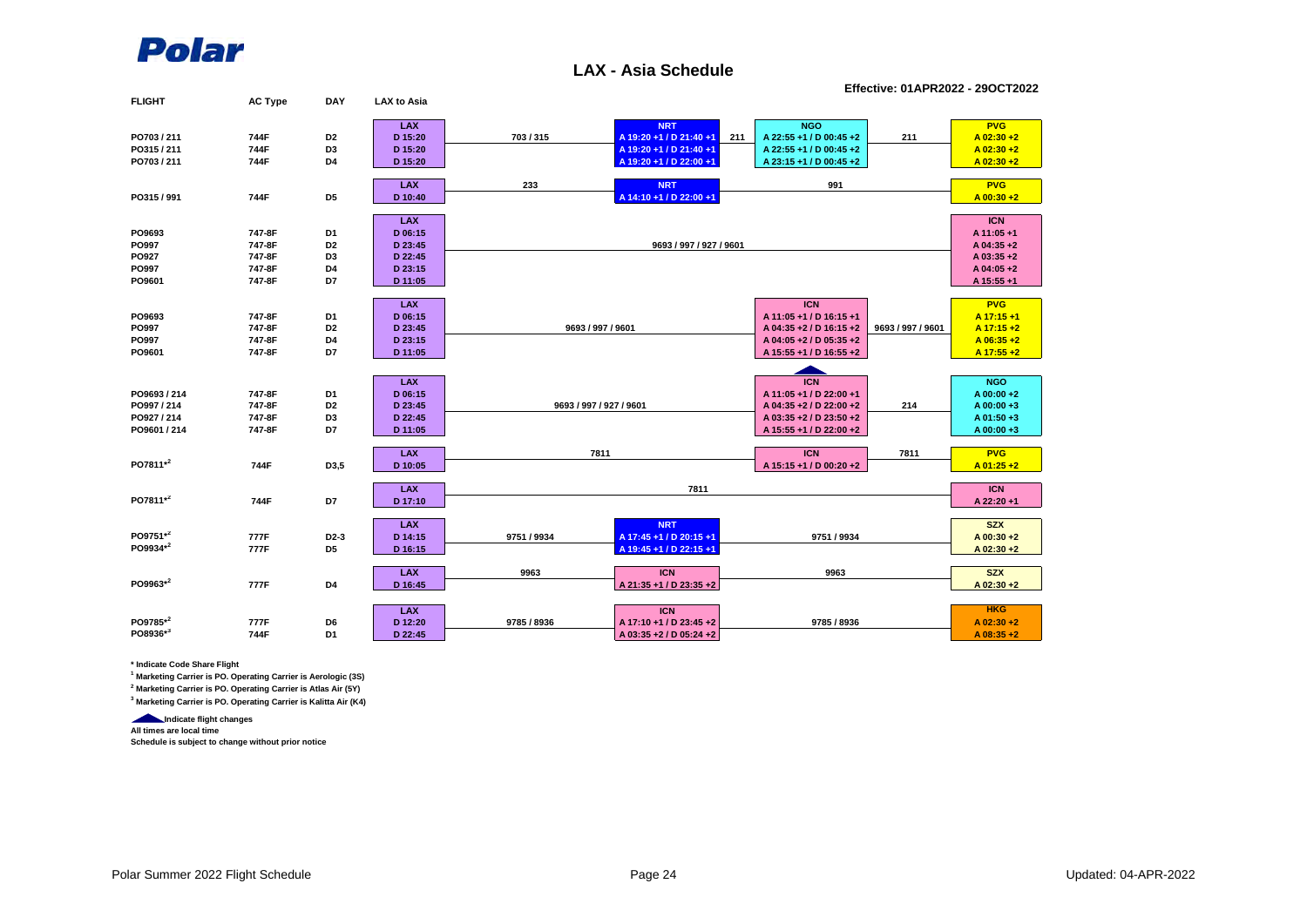Polar

## LAX - Asia Schedule

**Effective: 01APR2022 - 29OCT2022**

| FLIGHT | AC Type | DAY | LAX to Asia | | | | | | |
|---|---|---|---|---|---|---|---|---|---|
| | | | LAX | | NRT | | NGO | | PVG |
| PO703 / 211 | 744F | D2 | D 15:20 | 703 / 315 | A 19:20 +1 / D 21:40 +1 | 211 | A 22:55 +1 / D 00:45 +2 | 211 | A 02:30 +2 |
| PO315 / 211 | 744F | D3 | D 15:20 | | A 19:20 +1 / D 21:40 +1 | | A 22:55 +1 / D 00:45 +2 | | A 02:30 +2 |
| PO703 / 211 | 744F | D4 | D 15:20 | | A 19:20 +1 / D 22:00 +1 | | A 23:15 +1 / D 00:45 +2 | | A 02:30 +2 |
| | | | LAX | 233 | NRT | | 991 | | PVG |
| PO315 / 991 | 744F | D5 | D 10:40 | | A 14:10 +1 / D 22:00 +1 | | | | A 00:30 +2 |
| | | | LAX | | | | | | ICN |
| PO9693 | 747-8F | D1 | D 06:15 | | | | | | A 11:05 +1 |
| PO997 | 747-8F | D2 | D 23:45 | | 9693 / 997 / 927 / 9601 | | | | A 04:35 +2 |
| PO927 | 747-8F | D3 | D 22:45 | | | | | | A 03:35 +2 |
| PO997 | 747-8F | D4 | D 23:15 | | | | | | A 04:05 +2 |
| PO9601 | 747-8F | D7 | D 11:05 | | | | | | A 15:55 +1 |
| | | | LAX | | | | ICN | | PVG |
| PO9693 | 747-8F | D1 | D 06:15 | | | | A 11:05 +1 / D 16:15 +1 | | A 17:15 +1 |
| PO997 | 747-8F | D2 | D 23:45 | 9693 / 997 / 9601 | | | A 04:35 +2 / D 16:15 +2 | 9693 / 997 / 9601 | A 17:15 +2 |
| PO997 | 747-8F | D4 | D 23:15 | | | | A 04:05 +2 / D 05:35 +2 | | A 06:35 +2 |
| PO9601 | 747-8F | D7 | D 11:05 | | | | A 15:55 +1 / D 16:55 +2 | | A 17:55 +2 |
| | | | LAX | | | | ICN | | NGO |
| PO9693 / 214 | 747-8F | D1 | D 06:15 | | | | A 11:05 +1 / D 22:00 +1 | | A 00:00 +2 |
| PO997 / 214 | 747-8F | D2 | D 23:45 | 9693 / 997 / 927 / 9601 | | | A 04:35 +2 / D 22:00 +2 | 214 | A 00:00 +3 |
| PO927 / 214 | 747-8F | D3 | D 22:45 | | | | A 03:35 +2 / D 23:50 +2 | | A 01:50 +3 |
| PO9601 / 214 | 747-8F | D7 | D 11:05 | | | | A 15:55 +1 / D 22:00 +2 | | A 00:00 +3 |
| | | | LAX | | 7811 | | ICN | 7811 | PVG |
| PO7811*[2] | 744F | D3,5 | D 10:05 | | | | A 15:15 +1 / D 00:20 +2 | | A 01:25 +2 |
| | | | LAX | | 7811 | | | | ICN |
| PO7811*[2] | 744F | D7 | D 17:10 | | | | | | A 22:20 +1 |
| | | | LAX | | NRT | | | | SZX |
| PO9751*[2] | 777F | D2-3 | D 14:15 | 9751 / 9934 | A 17:45 +1 / D 20:15 +1 | | 9751 / 9934 | | A 00:30 +2 |
| PO9934*[2] | 777F | D5 | D 16:15 | | A 19:45 +1 / D 22:15 +1 | | | | A 02:30 +2 |
| | | | LAX | 9963 | ICN | | 9963 | | SZX |
| PO9963*[2] | 777F | D4 | D 16:45 | | A 21:35 +1 / D 23:35 +2 | | | | A 02:30 +2 |
| | | | LAX | | ICN | | | | HKG |
| PO9785*[2] | 777F | D6 | D 12:20 | 9785 / 8936 | A 17:10 +1 / D 23:45 +2 | | 9785 / 8936 | | A 02:30 +2 |
| PO8936*[3] | 744F | D1 | D 22:45 | | A 03:35 +2 / D 05:24 +2 | | | | A 08:35 +2 |

\* Indicate Code Share Flight

[1] Marketing Carrier is PO. Operating Carrier is Aerologic (3S)

[2] Marketing Carrier is PO. Operating Carrier is Atlas Air (5Y)

[3] Marketing Carrier is PO. Operating Carrier is Kalitta Air (K4)

▲ Indicate flight changes

All times are local time

Schedule is subject to change without prior notice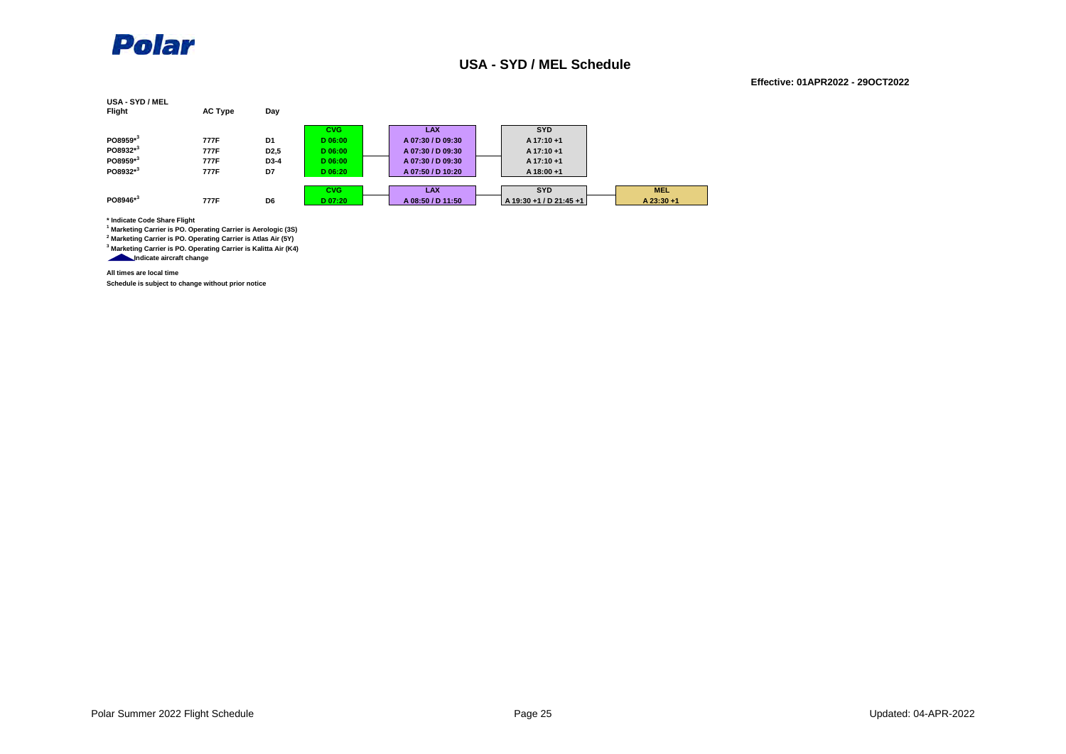Polar

## USA - SYD / MEL Schedule

**Effective: 01APR2022 - 29OCT2022**

**USA - SYD / MEL**

| Flight | AC Type | Day | CVG | LAX | SYD |
|---|---|---|---|---|---|
| PO8959*[3] | 777F | D1 | D 06:00 | A 07:30 / D 09:30 | A 17:10 +1 |
| PO8932*[3] | 777F | D2,5 | D 06:00 | A 07:30 / D 09:30 | A 17:10 +1 |
| PO8959*[3] | 777F | D3-4 | D 06:00 | A 07:30 / D 09:30 | A 17:10 +1 |
| PO8932*[3] | 777F | D7 | D 06:20 | A 07:50 / D 10:20 | A 18:00 +1 |

| Flight | AC Type | Day | CVG | LAX | SYD | MEL |
|---|---|---|---|---|---|---|
| PO8946*[3] | 777F | D6 | D 07:20 | A 08:50 / D 11:50 | A 19:30 +1 / D 21:45 +1 | A 23:30 +1 |

* Indicate Code Share Flight

[1] Marketing Carrier is PO. Operating Carrier is Aerologic (3S)

[2] Marketing Carrier is PO. Operating Carrier is Atlas Air (5Y)

[3] Marketing Carrier is PO. Operating Carrier is Kalitta Air (K4)

Indicate aircraft change

All times are local time

Schedule is subject to change without prior notice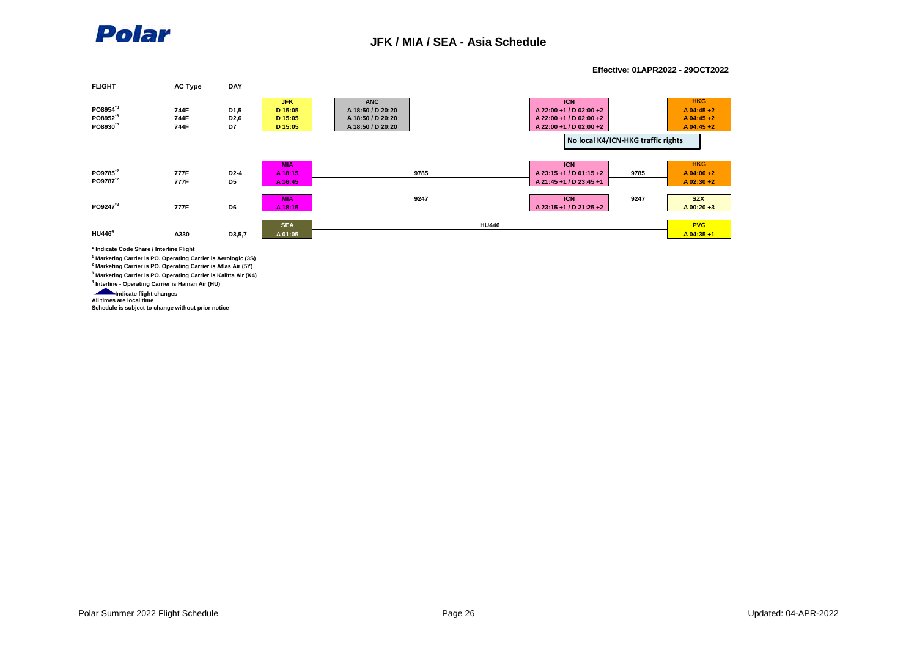Polar

# JFK / MIA / SEA - Asia Schedule

**Effective: 01APR2022 - 29OCT2022**

| FLIGHT | AC Type | DAY | JFK | ANC | | ICN | | HKG |
|---|---|---|---|---|---|---|---|---|
| PO8954*[3] | 744F | D1,5 | D 15:05 | A 18:50 / D 20:20 | | A 22:00 +1 / D 02:00 +2 | | A 04:45 +2 |
| PO8952*[3] | 744F | D2,6 | D 15:05 | A 18:50 / D 20:20 | | A 22:00 +1 / D 02:00 +2 | | A 04:45 +2 |
| PO8930*[3] | 744F | D7 | D 15:05 | A 18:50 / D 20:20 | | A 22:00 +1 / D 02:00 +2 | | A 04:45 +2 |

No local K4/ICN-HKG traffic rights

| FLIGHT | AC Type | DAY | MIA | | | ICN | | HKG |
|---|---|---|---|---|---|---|---|---|
| PO9785*[2] | 777F | D2-4 | A 18:15 | | 9785 | A 23:15 +1 / D 01:15 +2 | 9785 | A 04:00 +2 |
| PO9787*[2] | 777F | D5 | A 16:45 | | | A 21:45 +1 / D 23:45 +1 | | A 02:30 +2 |

| FLIGHT | AC Type | DAY | MIA | | | ICN | | SZX |
|---|---|---|---|---|---|---|---|---|
| PO9247*[2] | 777F | D6 | A 18:15 | | 9247 | A 23:15 +1 / D 21:25 +2 | 9247 | A 00:20 +3 |

| FLIGHT | AC Type | DAY | SEA | | | | | PVG |
|---|---|---|---|---|---|---|---|---|
| HU446[4] | A330 | D3,5,7 | A 01:05 | | HU446 | | | A 04:35 +1 |

\* Indicate Code Share / Interline Flight

[1] Marketing Carrier is PO. Operating Carrier is Aerologic (3S)

[2] Marketing Carrier is PO. Operating Carrier is Atlas Air (5Y)

[3] Marketing Carrier is PO. Operating Carrier is Kalitta Air (K4)

[4] Interline - Operating Carrier is Hainan Air (HU)

Indicate flight changes

All times are local time

Schedule is subject to change without prior notice

Polar Summer 2022 Flight Schedule

Updated: 04-APR-2022